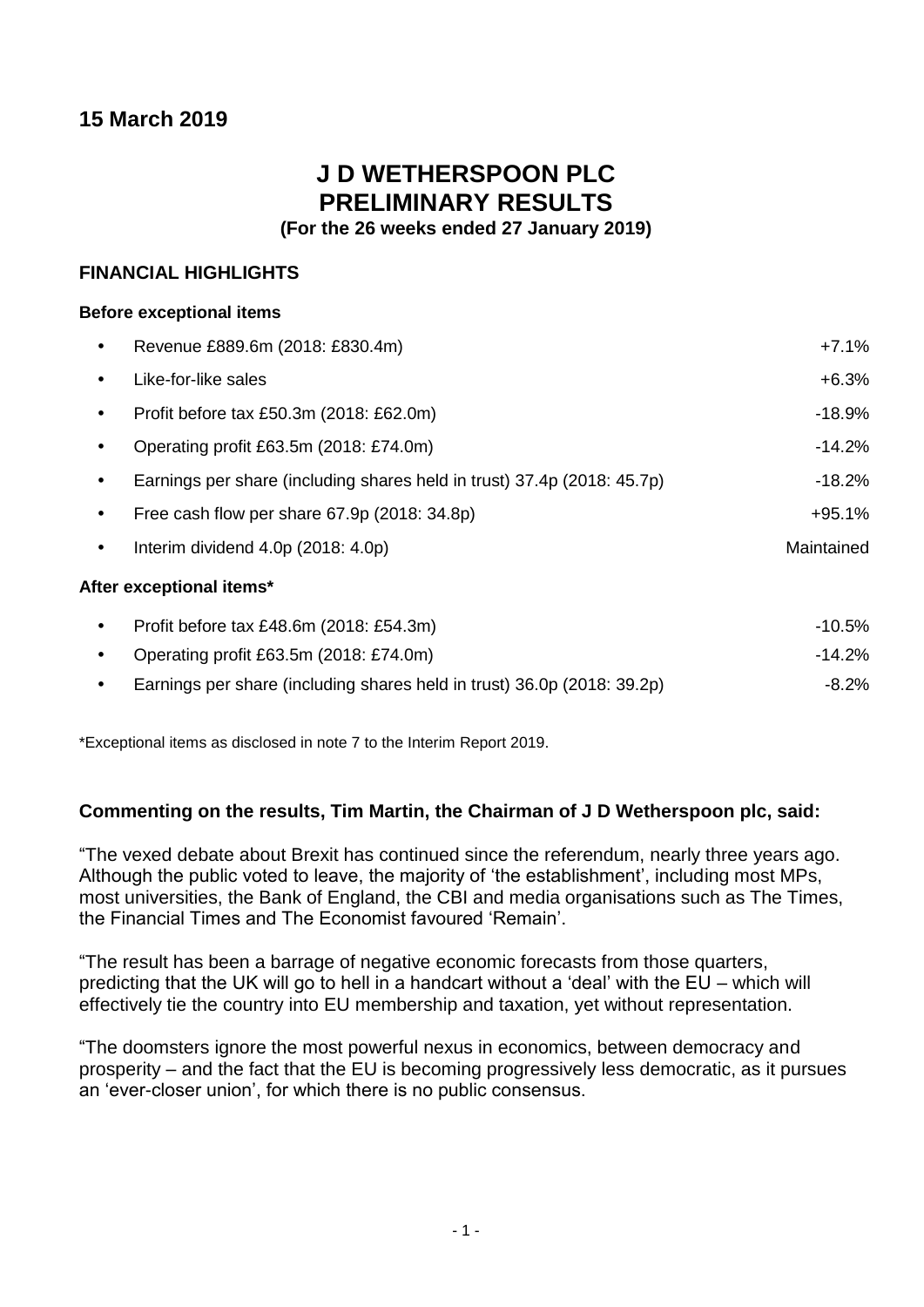## 15 March 2019

# J D WETHERSPOON PLC
# PRELIMINARY RESULTS

**(For the 26 weeks ended 27 January 2019)**

### FINANCIAL HIGHLIGHTS

**Before exceptional items**

| | |
|---|---|
| • Revenue £889.6m (2018: £830.4m) | +7.1% |
| • Like-for-like sales | +6.3% |
| • Profit before tax £50.3m (2018: £62.0m) | -18.9% |
| • Operating profit £63.5m (2018: £74.0m) | -14.2% |
| • Earnings per share (including shares held in trust) 37.4p (2018: 45.7p) | -18.2% |
| • Free cash flow per share 67.9p (2018: 34.8p) | +95.1% |
| • Interim dividend 4.0p (2018: 4.0p) | Maintained |

**After exceptional items***

| | |
|---|---|
| • Profit before tax £48.6m (2018: £54.3m) | -10.5% |
| • Operating profit £63.5m (2018: £74.0m) | -14.2% |
| • Earnings per share (including shares held in trust) 36.0p (2018: 39.2p) | -8.2% |

*Exceptional items as disclosed in note 7 to the Interim Report 2019.

**Commenting on the results, Tim Martin, the Chairman of J D Wetherspoon plc, said:**

"The vexed debate about Brexit has continued since the referendum, nearly three years ago. Although the public voted to leave, the majority of 'the establishment', including most MPs, most universities, the Bank of England, the CBI and media organisations such as The Times, the Financial Times and The Economist favoured 'Remain'.

"The result has been a barrage of negative economic forecasts from those quarters, predicting that the UK will go to hell in a handcart without a 'deal' with the EU – which will effectively tie the country into EU membership and taxation, yet without representation.

"The doomsters ignore the most powerful nexus in economics, between democracy and prosperity – and the fact that the EU is becoming progressively less democratic, as it pursues an 'ever-closer union', for which there is no public consensus.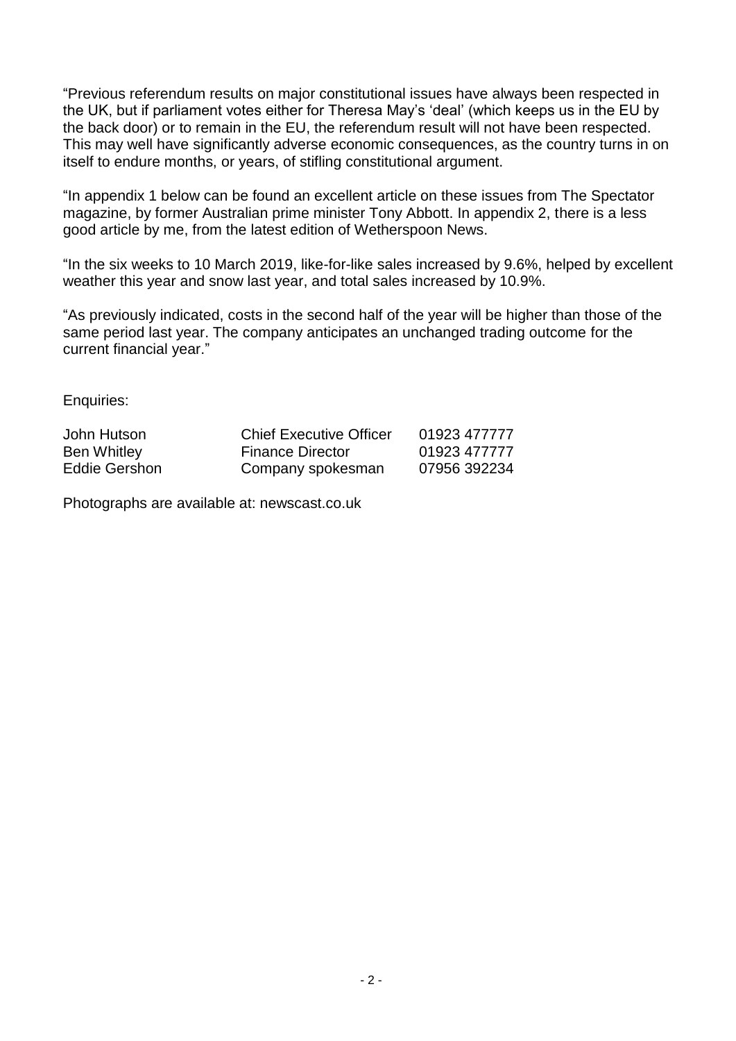"Previous referendum results on major constitutional issues have always been respected in the UK, but if parliament votes either for Theresa May's 'deal' (which keeps us in the EU by the back door) or to remain in the EU, the referendum result will not have been respected. This may well have significantly adverse economic consequences, as the country turns in on itself to endure months, or years, of stifling constitutional argument.

"In appendix 1 below can be found an excellent article on these issues from The Spectator magazine, by former Australian prime minister Tony Abbott. In appendix 2, there is a less good article by me, from the latest edition of Wetherspoon News.

"In the six weeks to 10 March 2019, like-for-like sales increased by 9.6%, helped by excellent weather this year and snow last year, and total sales increased by 10.9%.

"As previously indicated, costs in the second half of the year will be higher than those of the same period last year. The company anticipates an unchanged trading outcome for the current financial year."

Enquiries:

| | | |
|---|---|---|
| John Hutson | Chief Executive Officer | 01923 477777 |
| Ben Whitley | Finance Director | 01923 477777 |
| Eddie Gershon | Company spokesman | 07956 392234 |

Photographs are available at: newscast.co.uk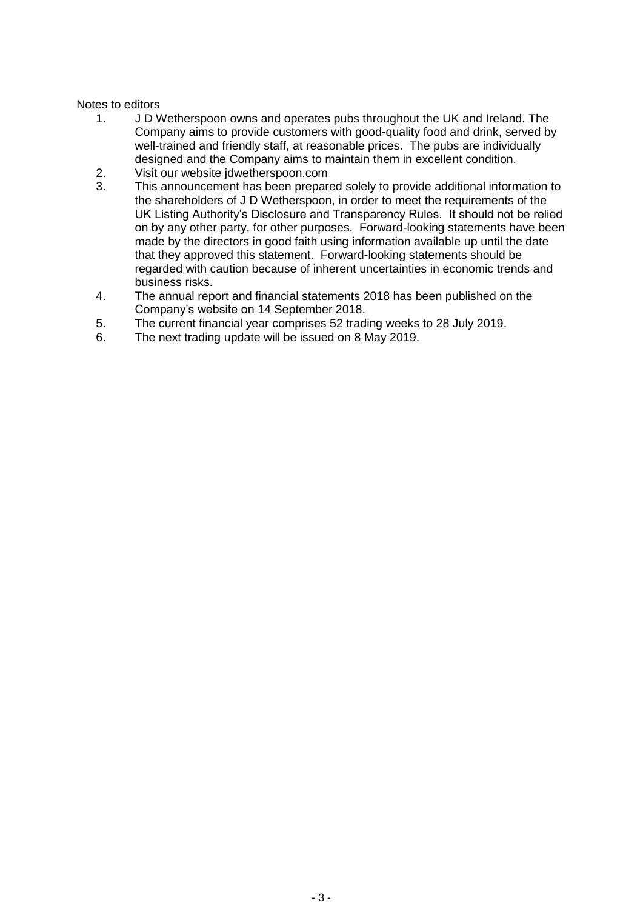Notes to editors

1. J D Wetherspoon owns and operates pubs throughout the UK and Ireland. The Company aims to provide customers with good-quality food and drink, served by well-trained and friendly staff, at reasonable prices. The pubs are individually designed and the Company aims to maintain them in excellent condition.
2. Visit our website jdwetherspoon.com
3. This announcement has been prepared solely to provide additional information to the shareholders of J D Wetherspoon, in order to meet the requirements of the UK Listing Authority's Disclosure and Transparency Rules. It should not be relied on by any other party, for other purposes. Forward-looking statements have been made by the directors in good faith using information available up until the date that they approved this statement. Forward-looking statements should be regarded with caution because of inherent uncertainties in economic trends and business risks.
4. The annual report and financial statements 2018 has been published on the Company's website on 14 September 2018.
5. The current financial year comprises 52 trading weeks to 28 July 2019.
6. The next trading update will be issued on 8 May 2019.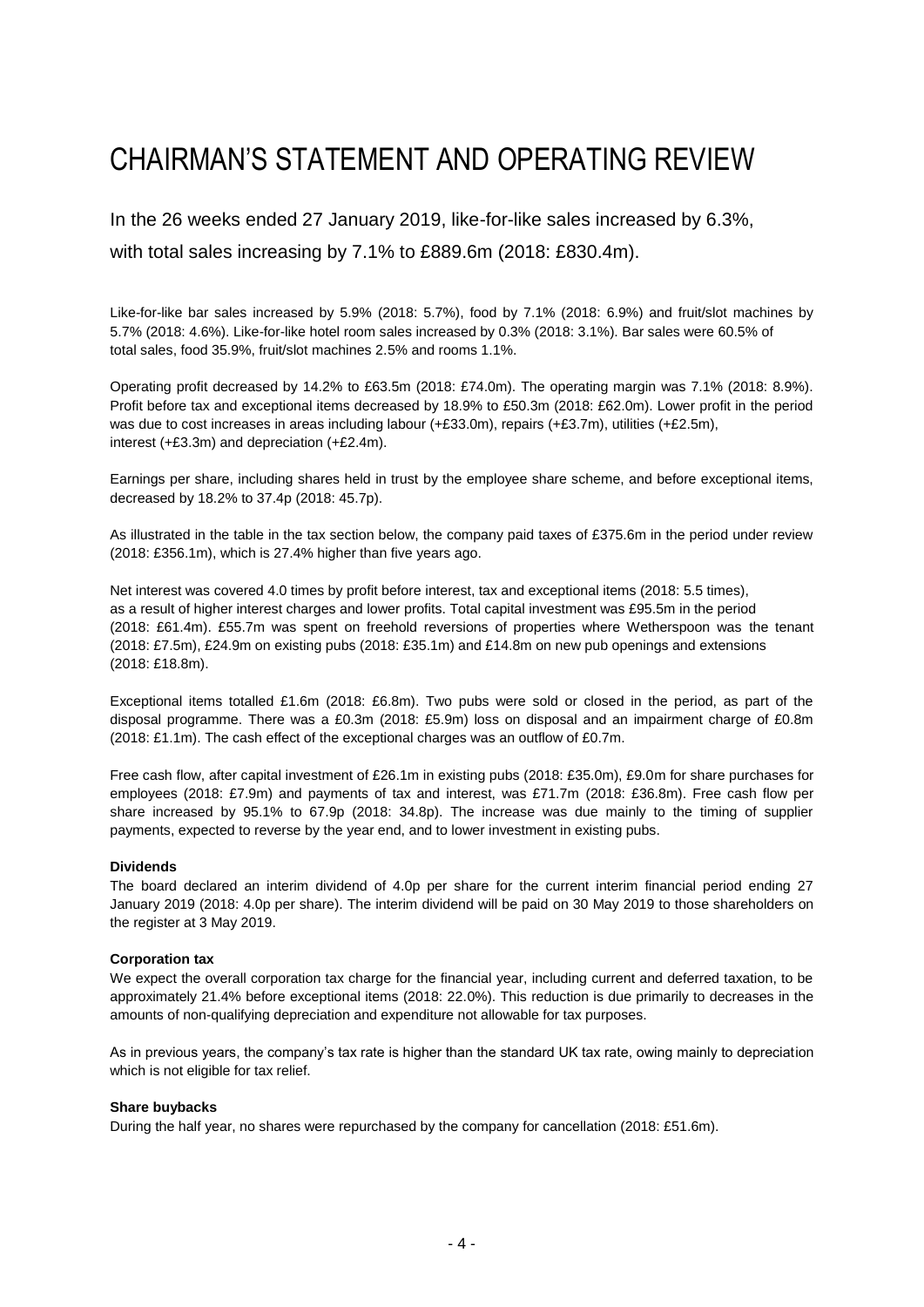# CHAIRMAN'S STATEMENT AND OPERATING REVIEW

In the 26 weeks ended 27 January 2019, like-for-like sales increased by 6.3%, with total sales increasing by 7.1% to £889.6m (2018: £830.4m).

Like-for-like bar sales increased by 5.9% (2018: 5.7%), food by 7.1% (2018: 6.9%) and fruit/slot machines by 5.7% (2018: 4.6%). Like-for-like hotel room sales increased by 0.3% (2018: 3.1%). Bar sales were 60.5% of total sales, food 35.9%, fruit/slot machines 2.5% and rooms 1.1%.

Operating profit decreased by 14.2% to £63.5m (2018: £74.0m). The operating margin was 7.1% (2018: 8.9%). Profit before tax and exceptional items decreased by 18.9% to £50.3m (2018: £62.0m). Lower profit in the period was due to cost increases in areas including labour (+£33.0m), repairs (+£3.7m), utilities (+£2.5m), interest (+£3.3m) and depreciation (+£2.4m).

Earnings per share, including shares held in trust by the employee share scheme, and before exceptional items, decreased by 18.2% to 37.4p (2018: 45.7p).

As illustrated in the table in the tax section below, the company paid taxes of £375.6m in the period under review (2018: £356.1m), which is 27.4% higher than five years ago.

Net interest was covered 4.0 times by profit before interest, tax and exceptional items (2018: 5.5 times), as a result of higher interest charges and lower profits. Total capital investment was £95.5m in the period (2018: £61.4m). £55.7m was spent on freehold reversions of properties where Wetherspoon was the tenant (2018: £7.5m), £24.9m on existing pubs (2018: £35.1m) and £14.8m on new pub openings and extensions (2018: £18.8m).

Exceptional items totalled £1.6m (2018: £6.8m). Two pubs were sold or closed in the period, as part of the disposal programme. There was a £0.3m (2018: £5.9m) loss on disposal and an impairment charge of £0.8m (2018: £1.1m). The cash effect of the exceptional charges was an outflow of £0.7m.

Free cash flow, after capital investment of £26.1m in existing pubs (2018: £35.0m), £9.0m for share purchases for employees (2018: £7.9m) and payments of tax and interest, was £71.7m (2018: £36.8m). Free cash flow per share increased by 95.1% to 67.9p (2018: 34.8p). The increase was due mainly to the timing of supplier payments, expected to reverse by the year end, and to lower investment in existing pubs.

**Dividends**

The board declared an interim dividend of 4.0p per share for the current interim financial period ending 27 January 2019 (2018: 4.0p per share). The interim dividend will be paid on 30 May 2019 to those shareholders on the register at 3 May 2019.

**Corporation tax**

We expect the overall corporation tax charge for the financial year, including current and deferred taxation, to be approximately 21.4% before exceptional items (2018: 22.0%). This reduction is due primarily to decreases in the amounts of non-qualifying depreciation and expenditure not allowable for tax purposes.

As in previous years, the company's tax rate is higher than the standard UK tax rate, owing mainly to depreciation which is not eligible for tax relief.

**Share buybacks**

During the half year, no shares were repurchased by the company for cancellation (2018: £51.6m).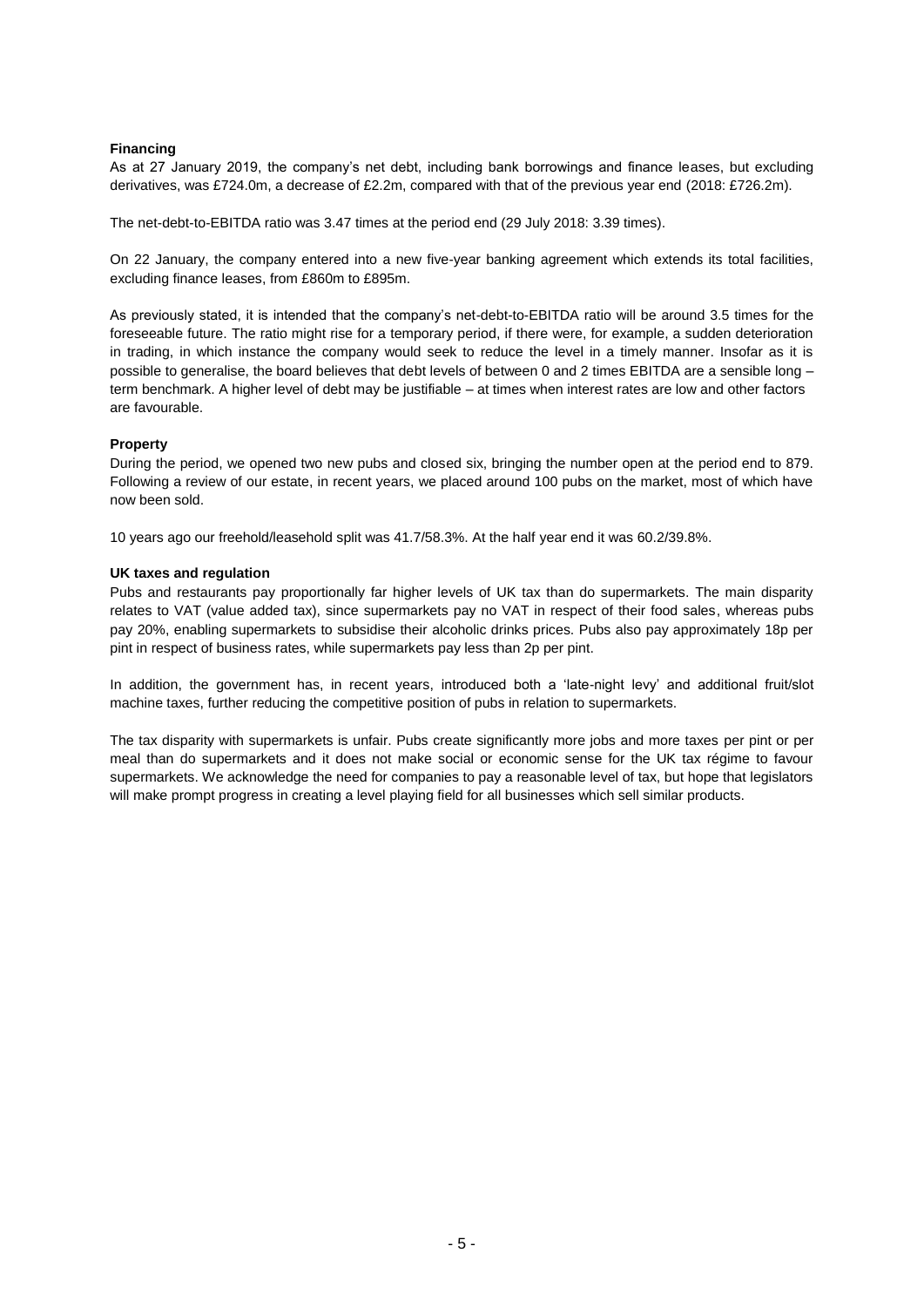**Financing**

As at 27 January 2019, the company's net debt, including bank borrowings and finance leases, but excluding derivatives, was £724.0m, a decrease of £2.2m, compared with that of the previous year end (2018: £726.2m).

The net-debt-to-EBITDA ratio was 3.47 times at the period end (29 July 2018: 3.39 times).

On 22 January, the company entered into a new five-year banking agreement which extends its total facilities, excluding finance leases, from £860m to £895m.

As previously stated, it is intended that the company's net-debt-to-EBITDA ratio will be around 3.5 times for the foreseeable future. The ratio might rise for a temporary period, if there were, for example, a sudden deterioration in trading, in which instance the company would seek to reduce the level in a timely manner. Insofar as it is possible to generalise, the board believes that debt levels of between 0 and 2 times EBITDA are a sensible long – term benchmark. A higher level of debt may be justifiable – at times when interest rates are low and other factors are favourable.

**Property**

During the period, we opened two new pubs and closed six, bringing the number open at the period end to 879. Following a review of our estate, in recent years, we placed around 100 pubs on the market, most of which have now been sold.

10 years ago our freehold/leasehold split was 41.7/58.3%. At the half year end it was 60.2/39.8%.

**UK taxes and regulation**

Pubs and restaurants pay proportionally far higher levels of UK tax than do supermarkets. The main disparity relates to VAT (value added tax), since supermarkets pay no VAT in respect of their food sales, whereas pubs pay 20%, enabling supermarkets to subsidise their alcoholic drinks prices. Pubs also pay approximately 18p per pint in respect of business rates, while supermarkets pay less than 2p per pint.

In addition, the government has, in recent years, introduced both a 'late-night levy' and additional fruit/slot machine taxes, further reducing the competitive position of pubs in relation to supermarkets.

The tax disparity with supermarkets is unfair. Pubs create significantly more jobs and more taxes per pint or per meal than do supermarkets and it does not make social or economic sense for the UK tax régime to favour supermarkets. We acknowledge the need for companies to pay a reasonable level of tax, but hope that legislators will make prompt progress in creating a level playing field for all businesses which sell similar products.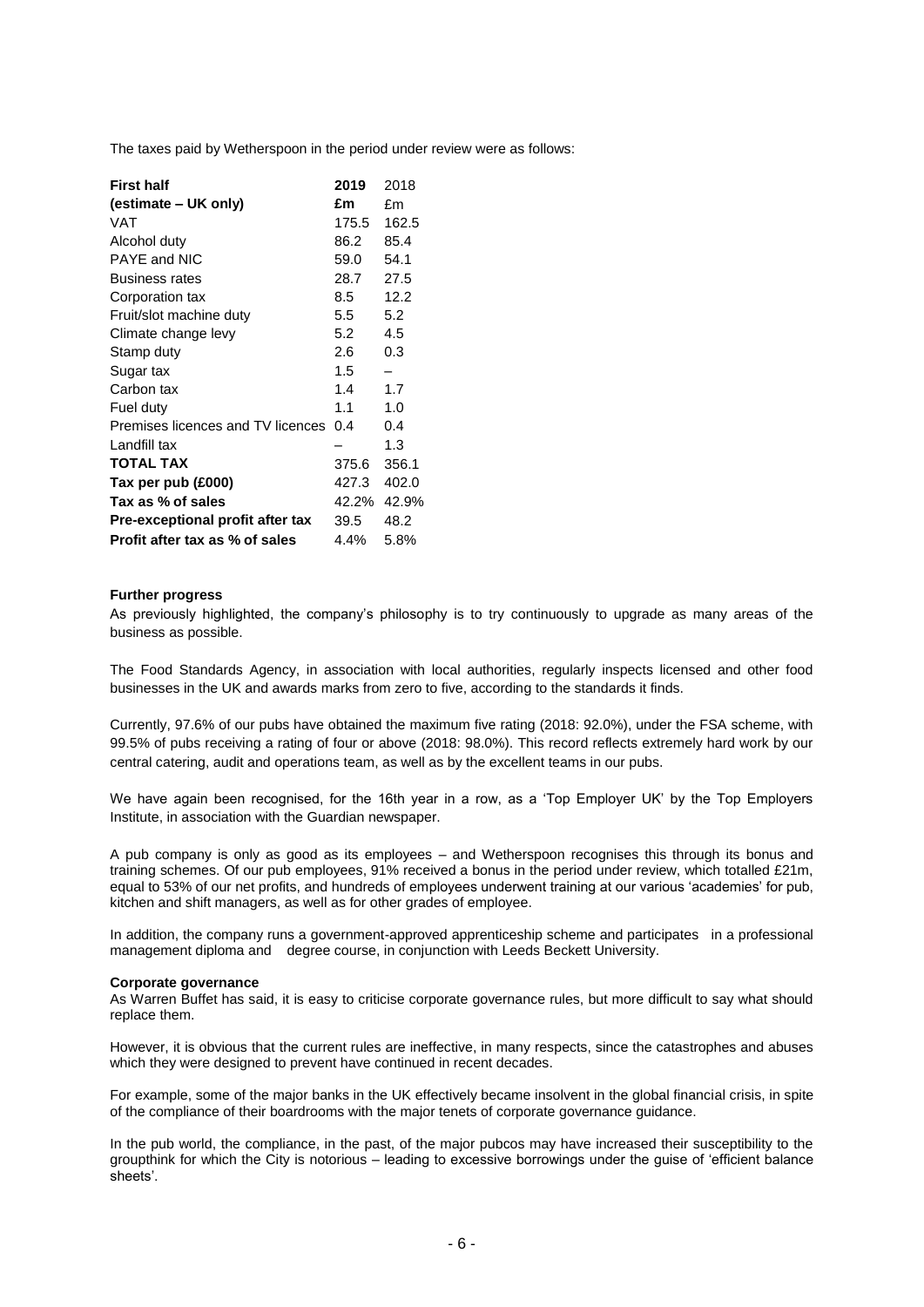The taxes paid by Wetherspoon in the period under review were as follows:

| **First half (estimate – UK only)** | **2019 £m** | 2018 £m |
|---|---|---|
| VAT | 175.5 | 162.5 |
| Alcohol duty | 86.2 | 85.4 |
| PAYE and NIC | 59.0 | 54.1 |
| Business rates | 28.7 | 27.5 |
| Corporation tax | 8.5 | 12.2 |
| Fruit/slot machine duty | 5.5 | 5.2 |
| Climate change levy | 5.2 | 4.5 |
| Stamp duty | 2.6 | 0.3 |
| Sugar tax | 1.5 | – |
| Carbon tax | 1.4 | 1.7 |
| Fuel duty | 1.1 | 1.0 |
| Premises licences and TV licences | 0.4 | 0.4 |
| Landfill tax | – | 1.3 |
| **TOTAL TAX** | 375.6 | 356.1 |
| **Tax per pub (£000)** | 427.3 | 402.0 |
| **Tax as % of sales** | 42.2% | 42.9% |
| **Pre-exceptional profit after tax** | 39.5 | 48.2 |
| **Profit after tax as % of sales** | 4.4% | 5.8% |

**Further progress**

As previously highlighted, the company's philosophy is to try continuously to upgrade as many areas of the business as possible.

The Food Standards Agency, in association with local authorities, regularly inspects licensed and other food businesses in the UK and awards marks from zero to five, according to the standards it finds.

Currently, 97.6% of our pubs have obtained the maximum five rating (2018: 92.0%), under the FSA scheme, with 99.5% of pubs receiving a rating of four or above (2018: 98.0%). This record reflects extremely hard work by our central catering, audit and operations team, as well as by the excellent teams in our pubs.

We have again been recognised, for the 16th year in a row, as a 'Top Employer UK' by the Top Employers Institute, in association with the Guardian newspaper.

A pub company is only as good as its employees – and Wetherspoon recognises this through its bonus and training schemes. Of our pub employees, 91% received a bonus in the period under review, which totalled £21m, equal to 53% of our net profits, and hundreds of employees underwent training at our various 'academies' for pub, kitchen and shift managers, as well as for other grades of employee.

In addition, the company runs a government-approved apprenticeship scheme and participates in a professional management diploma and degree course, in conjunction with Leeds Beckett University.

**Corporate governance**

As Warren Buffet has said, it is easy to criticise corporate governance rules, but more difficult to say what should replace them.

However, it is obvious that the current rules are ineffective, in many respects, since the catastrophes and abuses which they were designed to prevent have continued in recent decades.

For example, some of the major banks in the UK effectively became insolvent in the global financial crisis, in spite of the compliance of their boardrooms with the major tenets of corporate governance guidance.

In the pub world, the compliance, in the past, of the major pubcos may have increased their susceptibility to the groupthink for which the City is notorious – leading to excessive borrowings under the guise of 'efficient balance sheets'.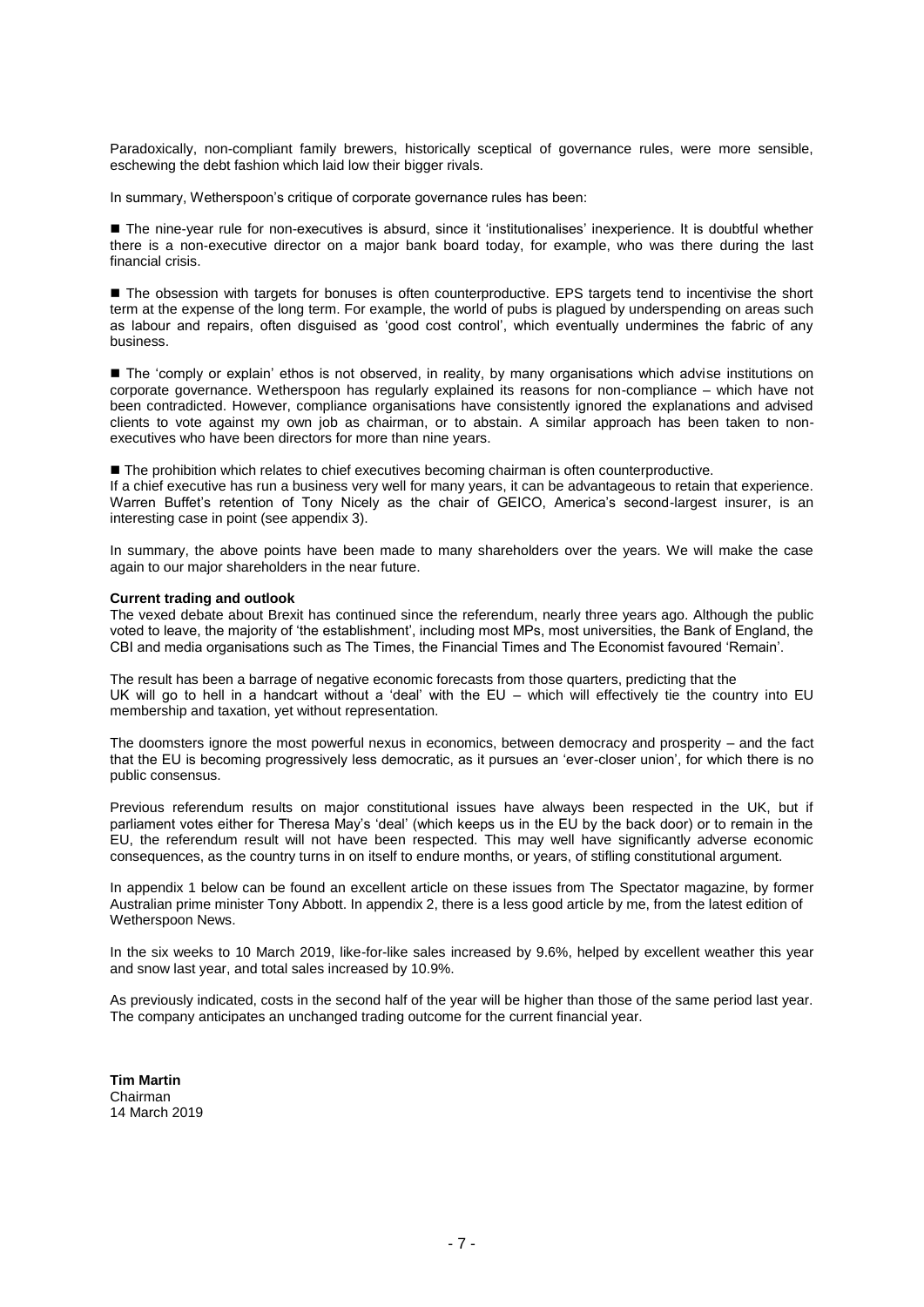Paradoxically, non-compliant family brewers, historically sceptical of governance rules, were more sensible, eschewing the debt fashion which laid low their bigger rivals.

In summary, Wetherspoon's critique of corporate governance rules has been:

- The nine-year rule for non-executives is absurd, since it 'institutionalises' inexperience. It is doubtful whether there is a non-executive director on a major bank board today, for example, who was there during the last financial crisis.

- The obsession with targets for bonuses is often counterproductive. EPS targets tend to incentivise the short term at the expense of the long term. For example, the world of pubs is plagued by underspending on areas such as labour and repairs, often disguised as 'good cost control', which eventually undermines the fabric of any business.

- The 'comply or explain' ethos is not observed, in reality, by many organisations which advise institutions on corporate governance. Wetherspoon has regularly explained its reasons for non-compliance – which have not been contradicted. However, compliance organisations have consistently ignored the explanations and advised clients to vote against my own job as chairman, or to abstain. A similar approach has been taken to non-executives who have been directors for more than nine years.

- The prohibition which relates to chief executives becoming chairman is often counterproductive.
If a chief executive has run a business very well for many years, it can be advantageous to retain that experience. Warren Buffet's retention of Tony Nicely as the chair of GEICO, America's second-largest insurer, is an interesting case in point (see appendix 3).

In summary, the above points have been made to many shareholders over the years. We will make the case again to our major shareholders in the near future.

**Current trading and outlook**

The vexed debate about Brexit has continued since the referendum, nearly three years ago. Although the public voted to leave, the majority of 'the establishment', including most MPs, most universities, the Bank of England, the CBI and media organisations such as The Times, the Financial Times and The Economist favoured 'Remain'.

The result has been a barrage of negative economic forecasts from those quarters, predicting that the UK will go to hell in a handcart without a 'deal' with the EU – which will effectively tie the country into EU membership and taxation, yet without representation.

The doomsters ignore the most powerful nexus in economics, between democracy and prosperity – and the fact that the EU is becoming progressively less democratic, as it pursues an 'ever-closer union', for which there is no public consensus.

Previous referendum results on major constitutional issues have always been respected in the UK, but if parliament votes either for Theresa May's 'deal' (which keeps us in the EU by the back door) or to remain in the EU, the referendum result will not have been respected. This may well have significantly adverse economic consequences, as the country turns in on itself to endure months, or years, of stifling constitutional argument.

In appendix 1 below can be found an excellent article on these issues from The Spectator magazine, by former Australian prime minister Tony Abbott. In appendix 2, there is a less good article by me, from the latest edition of Wetherspoon News.

In the six weeks to 10 March 2019, like-for-like sales increased by 9.6%, helped by excellent weather this year and snow last year, and total sales increased by 10.9%.

As previously indicated, costs in the second half of the year will be higher than those of the same period last year. The company anticipates an unchanged trading outcome for the current financial year.

**Tim Martin**
Chairman
14 March 2019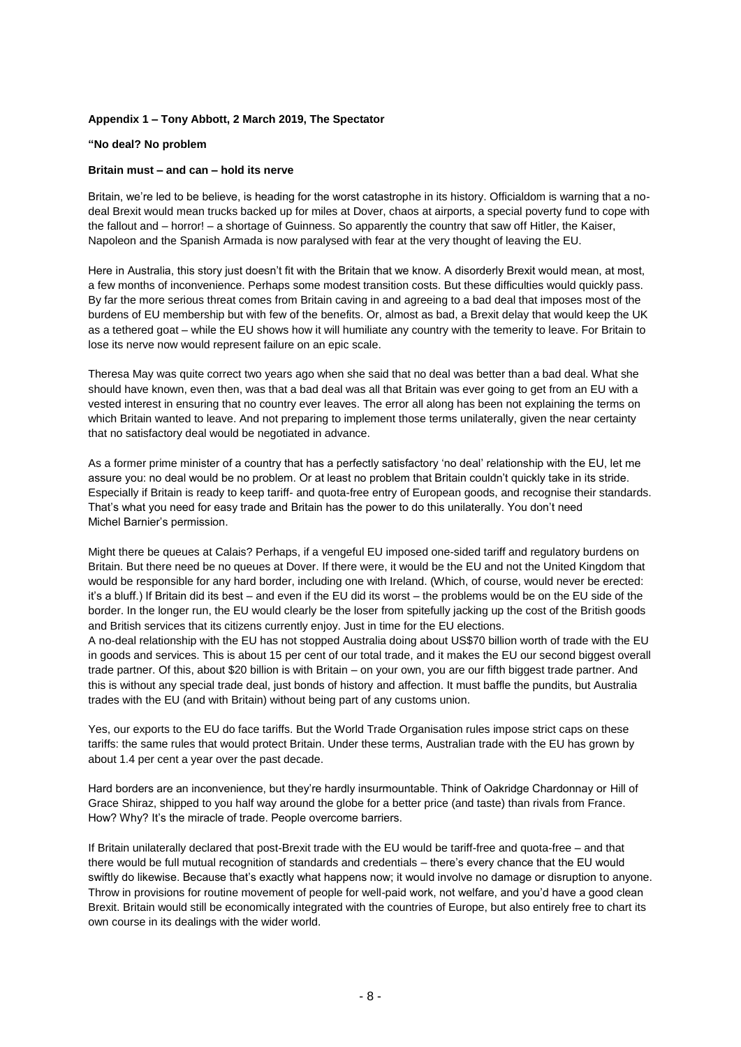**Appendix 1 – Tony Abbott, 2 March 2019, The Spectator**

**"No deal? No problem**

**Britain must – and can – hold its nerve**

Britain, we're led to be believe, is heading for the worst catastrophe in its history. Officialdom is warning that a no-deal Brexit would mean trucks backed up for miles at Dover, chaos at airports, a special poverty fund to cope with the fallout and – horror! – a shortage of Guinness. So apparently the country that saw off Hitler, the Kaiser, Napoleon and the Spanish Armada is now paralysed with fear at the very thought of leaving the EU.

Here in Australia, this story just doesn't fit with the Britain that we know. A disorderly Brexit would mean, at most, a few months of inconvenience. Perhaps some modest transition costs. But these difficulties would quickly pass. By far the more serious threat comes from Britain caving in and agreeing to a bad deal that imposes most of the burdens of EU membership but with few of the benefits. Or, almost as bad, a Brexit delay that would keep the UK as a tethered goat – while the EU shows how it will humiliate any country with the temerity to leave. For Britain to lose its nerve now would represent failure on an epic scale.

Theresa May was quite correct two years ago when she said that no deal was better than a bad deal. What she should have known, even then, was that a bad deal was all that Britain was ever going to get from an EU with a vested interest in ensuring that no country ever leaves. The error all along has been not explaining the terms on which Britain wanted to leave. And not preparing to implement those terms unilaterally, given the near certainty that no satisfactory deal would be negotiated in advance.

As a former prime minister of a country that has a perfectly satisfactory 'no deal' relationship with the EU, let me assure you: no deal would be no problem. Or at least no problem that Britain couldn't quickly take in its stride. Especially if Britain is ready to keep tariff- and quota-free entry of European goods, and recognise their standards. That's what you need for easy trade and Britain has the power to do this unilaterally. You don't need Michel Barnier's permission.

Might there be queues at Calais? Perhaps, if a vengeful EU imposed one-sided tariff and regulatory burdens on Britain. But there need be no queues at Dover. If there were, it would be the EU and not the United Kingdom that would be responsible for any hard border, including one with Ireland. (Which, of course, would never be erected: it's a bluff.) If Britain did its best – and even if the EU did its worst – the problems would be on the EU side of the border. In the longer run, the EU would clearly be the loser from spitefully jacking up the cost of the British goods and British services that its citizens currently enjoy. Just in time for the EU elections.

A no-deal relationship with the EU has not stopped Australia doing about US$70 billion worth of trade with the EU in goods and services. This is about 15 per cent of our total trade, and it makes the EU our second biggest overall trade partner. Of this, about $20 billion is with Britain – on your own, you are our fifth biggest trade partner. And this is without any special trade deal, just bonds of history and affection. It must baffle the pundits, but Australia trades with the EU (and with Britain) without being part of any customs union.

Yes, our exports to the EU do face tariffs. But the World Trade Organisation rules impose strict caps on these tariffs: the same rules that would protect Britain. Under these terms, Australian trade with the EU has grown by about 1.4 per cent a year over the past decade.

Hard borders are an inconvenience, but they're hardly insurmountable. Think of Oakridge Chardonnay or Hill of Grace Shiraz, shipped to you half way around the globe for a better price (and taste) than rivals from France. How? Why? It's the miracle of trade. People overcome barriers.

If Britain unilaterally declared that post-Brexit trade with the EU would be tariff-free and quota-free – and that there would be full mutual recognition of standards and credentials – there's every chance that the EU would swiftly do likewise. Because that's exactly what happens now; it would involve no damage or disruption to anyone. Throw in provisions for routine movement of people for well-paid work, not welfare, and you'd have a good clean Brexit. Britain would still be economically integrated with the countries of Europe, but also entirely free to chart its own course in its dealings with the wider world.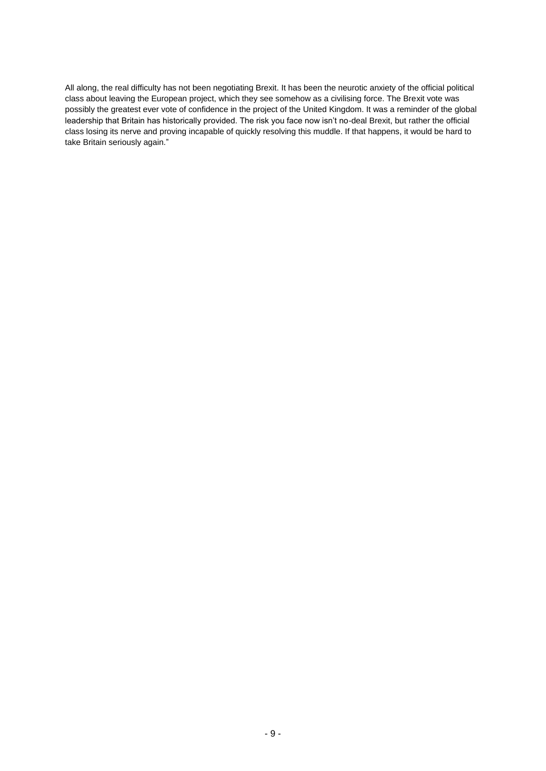All along, the real difficulty has not been negotiating Brexit. It has been the neurotic anxiety of the official political class about leaving the European project, which they see somehow as a civilising force. The Brexit vote was possibly the greatest ever vote of confidence in the project of the United Kingdom. It was a reminder of the global leadership that Britain has historically provided. The risk you face now isn't no-deal Brexit, but rather the official class losing its nerve and proving incapable of quickly resolving this muddle. If that happens, it would be hard to take Britain seriously again."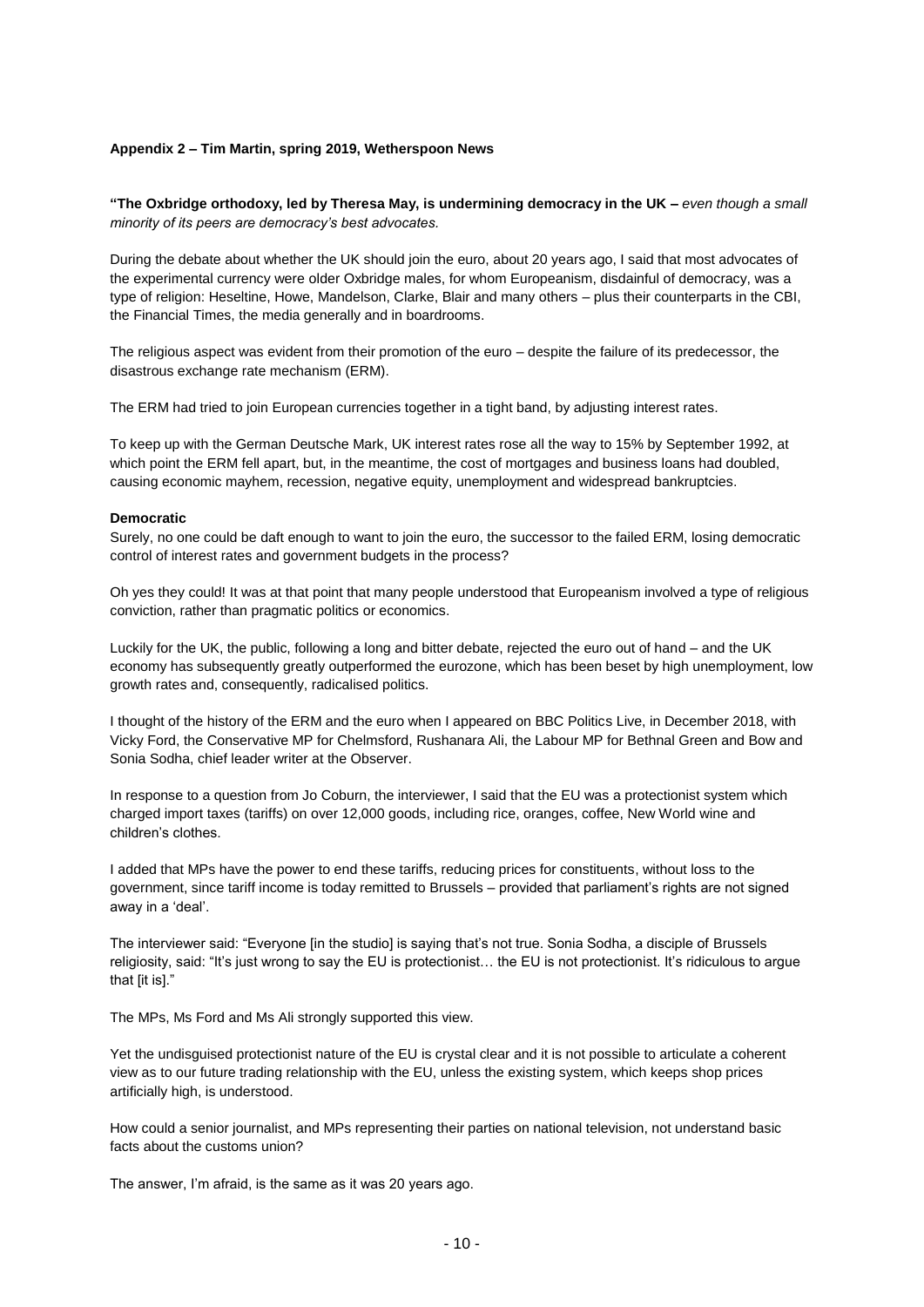**Appendix 2 – Tim Martin, spring 2019, Wetherspoon News**

**"The Oxbridge orthodoxy, led by Theresa May, is undermining democracy in the UK –** *even though a small minority of its peers are democracy's best advocates.*

During the debate about whether the UK should join the euro, about 20 years ago, I said that most advocates of the experimental currency were older Oxbridge males, for whom Europeanism, disdainful of democracy, was a type of religion: Heseltine, Howe, Mandelson, Clarke, Blair and many others – plus their counterparts in the CBI, the Financial Times, the media generally and in boardrooms.

The religious aspect was evident from their promotion of the euro – despite the failure of its predecessor, the disastrous exchange rate mechanism (ERM).

The ERM had tried to join European currencies together in a tight band, by adjusting interest rates.

To keep up with the German Deutsche Mark, UK interest rates rose all the way to 15% by September 1992, at which point the ERM fell apart, but, in the meantime, the cost of mortgages and business loans had doubled, causing economic mayhem, recession, negative equity, unemployment and widespread bankruptcies.

**Democratic**

Surely, no one could be daft enough to want to join the euro, the successor to the failed ERM, losing democratic control of interest rates and government budgets in the process?

Oh yes they could! It was at that point that many people understood that Europeanism involved a type of religious conviction, rather than pragmatic politics or economics.

Luckily for the UK, the public, following a long and bitter debate, rejected the euro out of hand – and the UK economy has subsequently greatly outperformed the eurozone, which has been beset by high unemployment, low growth rates and, consequently, radicalised politics.

I thought of the history of the ERM and the euro when I appeared on BBC Politics Live, in December 2018, with Vicky Ford, the Conservative MP for Chelmsford, Rushanara Ali, the Labour MP for Bethnal Green and Bow and Sonia Sodha, chief leader writer at the Observer.

In response to a question from Jo Coburn, the interviewer, I said that the EU was a protectionist system which charged import taxes (tariffs) on over 12,000 goods, including rice, oranges, coffee, New World wine and children's clothes.

I added that MPs have the power to end these tariffs, reducing prices for constituents, without loss to the government, since tariff income is today remitted to Brussels – provided that parliament's rights are not signed away in a 'deal'.

The interviewer said: "Everyone [in the studio] is saying that's not true. Sonia Sodha, a disciple of Brussels religiosity, said: "It's just wrong to say the EU is protectionist… the EU is not protectionist. It's ridiculous to argue that [it is]."

The MPs, Ms Ford and Ms Ali strongly supported this view.

Yet the undisguised protectionist nature of the EU is crystal clear and it is not possible to articulate a coherent view as to our future trading relationship with the EU, unless the existing system, which keeps shop prices artificially high, is understood.

How could a senior journalist, and MPs representing their parties on national television, not understand basic facts about the customs union?

The answer, I'm afraid, is the same as it was 20 years ago.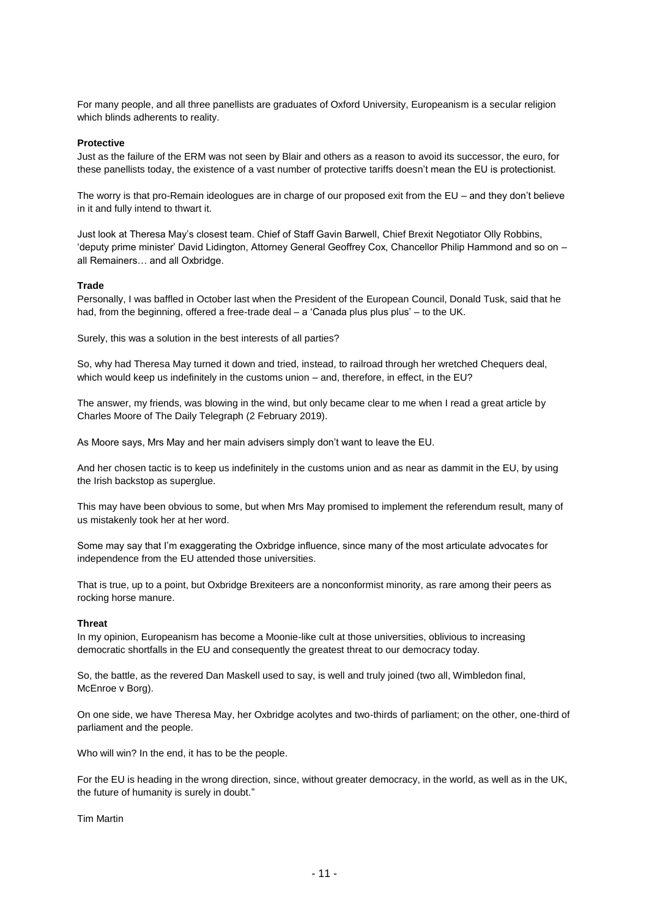For many people, and all three panellists are graduates of Oxford University, Europeanism is a secular religion which blinds adherents to reality.

**Protective**

Just as the failure of the ERM was not seen by Blair and others as a reason to avoid its successor, the euro, for these panellists today, the existence of a vast number of protective tariffs doesn't mean the EU is protectionist.

The worry is that pro-Remain ideologues are in charge of our proposed exit from the EU – and they don't believe in it and fully intend to thwart it.

Just look at Theresa May's closest team. Chief of Staff Gavin Barwell, Chief Brexit Negotiator Olly Robbins, 'deputy prime minister' David Lidington, Attorney General Geoffrey Cox, Chancellor Philip Hammond and so on – all Remainers… and all Oxbridge.

**Trade**

Personally, I was baffled in October last when the President of the European Council, Donald Tusk, said that he had, from the beginning, offered a free-trade deal – a 'Canada plus plus plus' – to the UK.

Surely, this was a solution in the best interests of all parties?

So, why had Theresa May turned it down and tried, instead, to railroad through her wretched Chequers deal, which would keep us indefinitely in the customs union – and, therefore, in effect, in the EU?

The answer, my friends, was blowing in the wind, but only became clear to me when I read a great article by Charles Moore of The Daily Telegraph (2 February 2019).

As Moore says, Mrs May and her main advisers simply don't want to leave the EU.

And her chosen tactic is to keep us indefinitely in the customs union and as near as dammit in the EU, by using the Irish backstop as superglue.

This may have been obvious to some, but when Mrs May promised to implement the referendum result, many of us mistakenly took her at her word.

Some may say that I'm exaggerating the Oxbridge influence, since many of the most articulate advocates for independence from the EU attended those universities.

That is true, up to a point, but Oxbridge Brexiteers are a nonconformist minority, as rare among their peers as rocking horse manure.

**Threat**

In my opinion, Europeanism has become a Moonie-like cult at those universities, oblivious to increasing democratic shortfalls in the EU and consequently the greatest threat to our democracy today.

So, the battle, as the revered Dan Maskell used to say, is well and truly joined (two all, Wimbledon final, McEnroe v Borg).

On one side, we have Theresa May, her Oxbridge acolytes and two-thirds of parliament; on the other, one-third of parliament and the people.

Who will win? In the end, it has to be the people.

For the EU is heading in the wrong direction, since, without greater democracy, in the world, as well as in the UK, the future of humanity is surely in doubt."

Tim Martin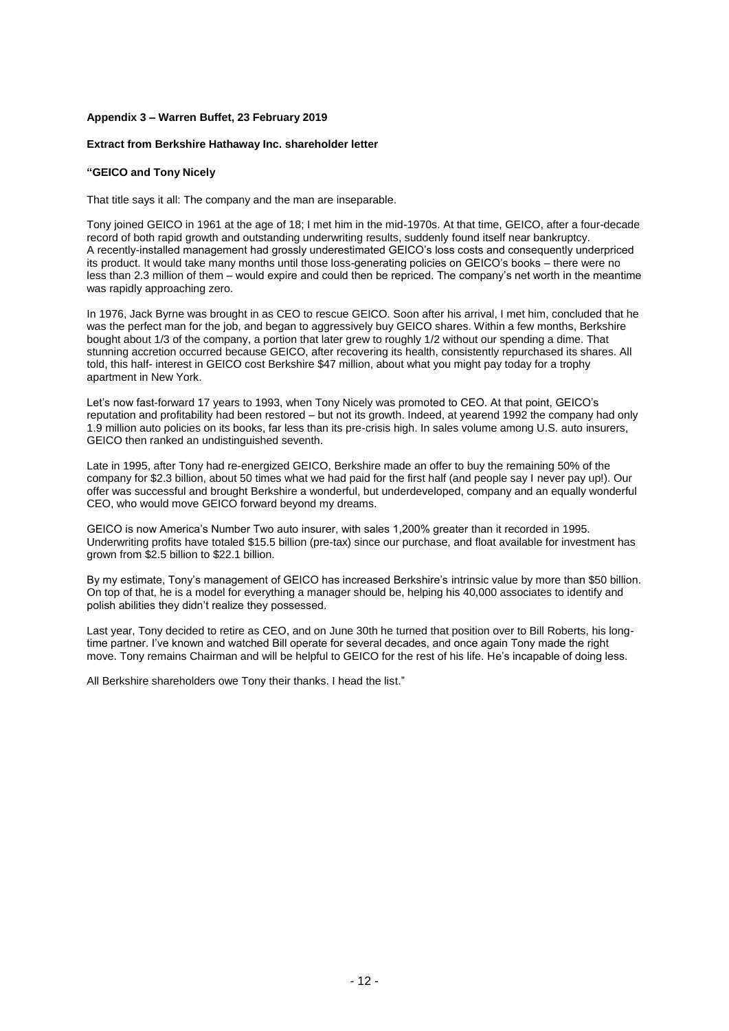**Appendix 3 – Warren Buffet, 23 February 2019**

**Extract from Berkshire Hathaway Inc. shareholder letter**

**"GEICO and Tony Nicely**

That title says it all: The company and the man are inseparable.

Tony joined GEICO in 1961 at the age of 18; I met him in the mid-1970s. At that time, GEICO, after a four-decade record of both rapid growth and outstanding underwriting results, suddenly found itself near bankruptcy. A recently-installed management had grossly underestimated GEICO's loss costs and consequently underpriced its product. It would take many months until those loss-generating policies on GEICO's books – there were no less than 2.3 million of them – would expire and could then be repriced. The company's net worth in the meantime was rapidly approaching zero.

In 1976, Jack Byrne was brought in as CEO to rescue GEICO. Soon after his arrival, I met him, concluded that he was the perfect man for the job, and began to aggressively buy GEICO shares. Within a few months, Berkshire bought about 1/3 of the company, a portion that later grew to roughly 1/2 without our spending a dime. That stunning accretion occurred because GEICO, after recovering its health, consistently repurchased its shares. All told, this half- interest in GEICO cost Berkshire $47 million, about what you might pay today for a trophy apartment in New York.

Let's now fast-forward 17 years to 1993, when Tony Nicely was promoted to CEO. At that point, GEICO's reputation and profitability had been restored – but not its growth. Indeed, at yearend 1992 the company had only 1.9 million auto policies on its books, far less than its pre-crisis high. In sales volume among U.S. auto insurers, GEICO then ranked an undistinguished seventh.

Late in 1995, after Tony had re-energized GEICO, Berkshire made an offer to buy the remaining 50% of the company for $2.3 billion, about 50 times what we had paid for the first half (and people say I never pay up!). Our offer was successful and brought Berkshire a wonderful, but underdeveloped, company and an equally wonderful CEO, who would move GEICO forward beyond my dreams.

GEICO is now America's Number Two auto insurer, with sales 1,200% greater than it recorded in 1995. Underwriting profits have totaled $15.5 billion (pre-tax) since our purchase, and float available for investment has grown from $2.5 billion to $22.1 billion.

By my estimate, Tony's management of GEICO has increased Berkshire's intrinsic value by more than $50 billion. On top of that, he is a model for everything a manager should be, helping his 40,000 associates to identify and polish abilities they didn't realize they possessed.

Last year, Tony decided to retire as CEO, and on June 30th he turned that position over to Bill Roberts, his long-time partner. I've known and watched Bill operate for several decades, and once again Tony made the right move. Tony remains Chairman and will be helpful to GEICO for the rest of his life. He's incapable of doing less.

All Berkshire shareholders owe Tony their thanks. I head the list."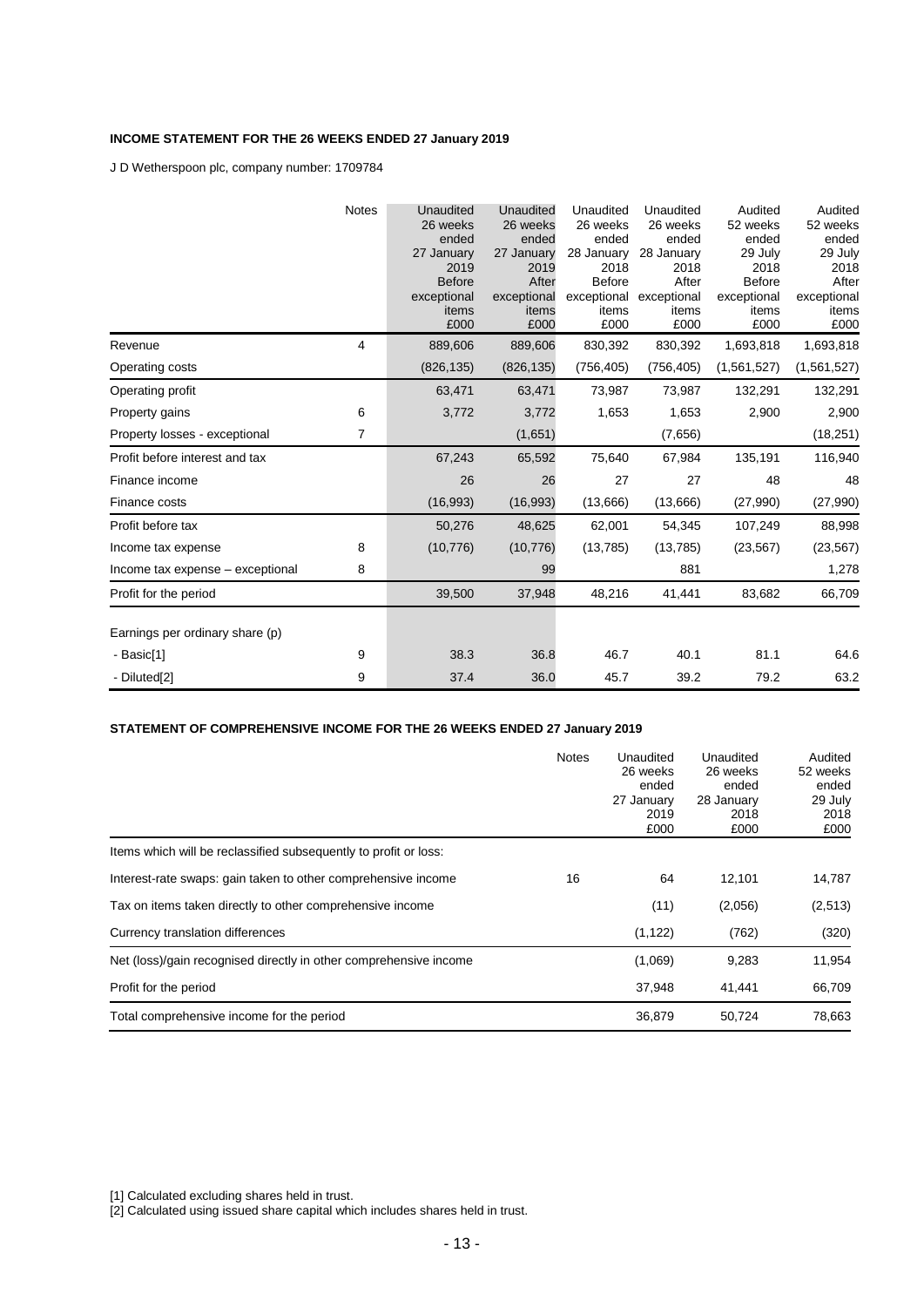**INCOME STATEMENT FOR THE 26 WEEKS ENDED 27 January 2019**

J D Wetherspoon plc, company number: 1709784

| | Notes | Unaudited 26 weeks ended 27 January 2019 Before exceptional items £000 | Unaudited 26 weeks ended 27 January 2019 After exceptional items £000 | Unaudited 26 weeks ended 28 January 2018 Before exceptional items £000 | Unaudited 26 weeks ended 28 January 2018 After exceptional items £000 | Audited 52 weeks ended 29 July 2018 Before exceptional items £000 | Audited 52 weeks ended 29 July 2018 After exceptional items £000 |
|---|---|---|---|---|---|---|---|
| Revenue | 4 | 889,606 | 889,606 | 830,392 | 830,392 | 1,693,818 | 1,693,818 |
| Operating costs | | (826,135) | (826,135) | (756,405) | (756,405) | (1,561,527) | (1,561,527) |
| Operating profit | | 63,471 | 63,471 | 73,987 | 73,987 | 132,291 | 132,291 |
| Property gains | 6 | 3,772 | 3,772 | 1,653 | 1,653 | 2,900 | 2,900 |
| Property losses - exceptional | 7 | | (1,651) | | (7,656) | | (18,251) |
| Profit before interest and tax | | 67,243 | 65,592 | 75,640 | 67,984 | 135,191 | 116,940 |
| Finance income | | 26 | 26 | 27 | 27 | 48 | 48 |
| Finance costs | | (16,993) | (16,993) | (13,666) | (13,666) | (27,990) | (27,990) |
| Profit before tax | | 50,276 | 48,625 | 62,001 | 54,345 | 107,249 | 88,998 |
| Income tax expense | 8 | (10,776) | (10,776) | (13,785) | (13,785) | (23,567) | (23,567) |
| Income tax expense – exceptional | 8 | | 99 | | 881 | | 1,278 |
| Profit for the period | | 39,500 | 37,948 | 48,216 | 41,441 | 83,682 | 66,709 |
| Earnings per ordinary share (p) | | | | | | | |
| - Basic[1] | 9 | 38.3 | 36.8 | 46.7 | 40.1 | 81.1 | 64.6 |
| - Diluted[2] | 9 | 37.4 | 36.0 | 45.7 | 39.2 | 79.2 | 63.2 |

**STATEMENT OF COMPREHENSIVE INCOME FOR THE 26 WEEKS ENDED 27 January 2019**

| | Notes | Unaudited 26 weeks ended 27 January 2019 £000 | Unaudited 26 weeks ended 28 January 2018 £000 | Audited 52 weeks ended 29 July 2018 £000 |
|---|---|---|---|---|
| Items which will be reclassified subsequently to profit or loss: | | | | |
| Interest-rate swaps: gain taken to other comprehensive income | 16 | 64 | 12,101 | 14,787 |
| Tax on items taken directly to other comprehensive income | | (11) | (2,056) | (2,513) |
| Currency translation differences | | (1,122) | (762) | (320) |
| Net (loss)/gain recognised directly in other comprehensive income | | (1,069) | 9,283 | 11,954 |
| Profit for the period | | 37,948 | 41,441 | 66,709 |
| Total comprehensive income for the period | | 36,879 | 50,724 | 78,663 |

[1] Calculated excluding shares held in trust.

[2] Calculated using issued share capital which includes shares held in trust.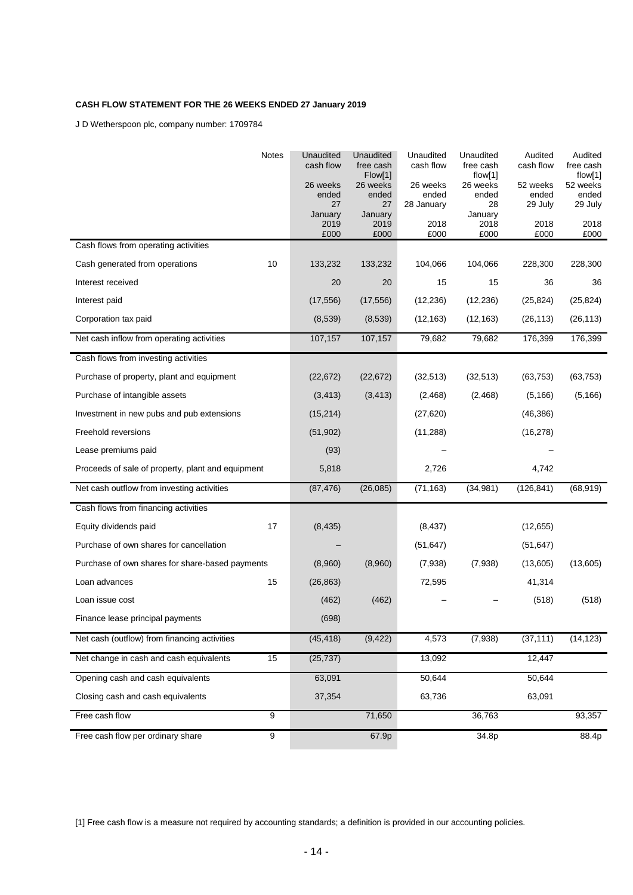**CASH FLOW STATEMENT FOR THE 26 WEEKS ENDED 27 January 2019**

J D Wetherspoon plc, company number: 1709784

| | Notes | Unaudited cash flow | Unaudited free cash Flow[1] | Unaudited cash flow | Unaudited free cash flow[1] | Audited cash flow | Audited free cash flow[1] |
|---|---|---|---|---|---|---|---|
| | | 26 weeks ended 27 January 2019 | 26 weeks ended 27 January 2019 | 26 weeks ended 28 January 2018 | 26 weeks ended 28 January 2018 | 52 weeks ended 29 July 2018 | 52 weeks ended 29 July 2018 |
| | | £000 | £000 | £000 | £000 | £000 | £000 |
| Cash flows from operating activities | | | | | | | |
| Cash generated from operations | 10 | 133,232 | 133,232 | 104,066 | 104,066 | 228,300 | 228,300 |
| Interest received | | 20 | 20 | 15 | 15 | 36 | 36 |
| Interest paid | | (17,556) | (17,556) | (12,236) | (12,236) | (25,824) | (25,824) |
| Corporation tax paid | | (8,539) | (8,539) | (12,163) | (12,163) | (26,113) | (26,113) |
| Net cash inflow from operating activities | | 107,157 | 107,157 | 79,682 | 79,682 | 176,399 | 176,399 |
| Cash flows from investing activities | | | | | | | |
| Purchase of property, plant and equipment | | (22,672) | (22,672) | (32,513) | (32,513) | (63,753) | (63,753) |
| Purchase of intangible assets | | (3,413) | (3,413) | (2,468) | (2,468) | (5,166) | (5,166) |
| Investment in new pubs and pub extensions | | (15,214) | | (27,620) | | (46,386) | |
| Freehold reversions | | (51,902) | | (11,288) | | (16,278) | |
| Lease premiums paid | | (93) | | – | | – | |
| Proceeds of sale of property, plant and equipment | | 5,818 | | 2,726 | | 4,742 | |
| Net cash outflow from investing activities | | (87,476) | (26,085) | (71,163) | (34,981) | (126,841) | (68,919) |
| Cash flows from financing activities | | | | | | | |
| Equity dividends paid | 17 | (8,435) | | (8,437) | | (12,655) | |
| Purchase of own shares for cancellation | | – | | (51,647) | | (51,647) | |
| Purchase of own shares for share-based payments | | (8,960) | (8,960) | (7,938) | (7,938) | (13,605) | (13,605) |
| Loan advances | 15 | (26,863) | | 72,595 | | 41,314 | |
| Loan issue cost | | (462) | (462) | – | – | (518) | (518) |
| Finance lease principal payments | | (698) | | | | | |
| Net cash (outflow) from financing activities | | (45,418) | (9,422) | 4,573 | (7,938) | (37,111) | (14,123) |
| Net change in cash and cash equivalents | 15 | (25,737) | | 13,092 | | 12,447 | |
| Opening cash and cash equivalents | | 63,091 | | 50,644 | | 50,644 | |
| Closing cash and cash equivalents | | 37,354 | | 63,736 | | 63,091 | |
| Free cash flow | 9 | | 71,650 | | 36,763 | | 93,357 |
| Free cash flow per ordinary share | 9 | | 67.9p | | 34.8p | | 88.4p |

[1] Free cash flow is a measure not required by accounting standards; a definition is provided in our accounting policies.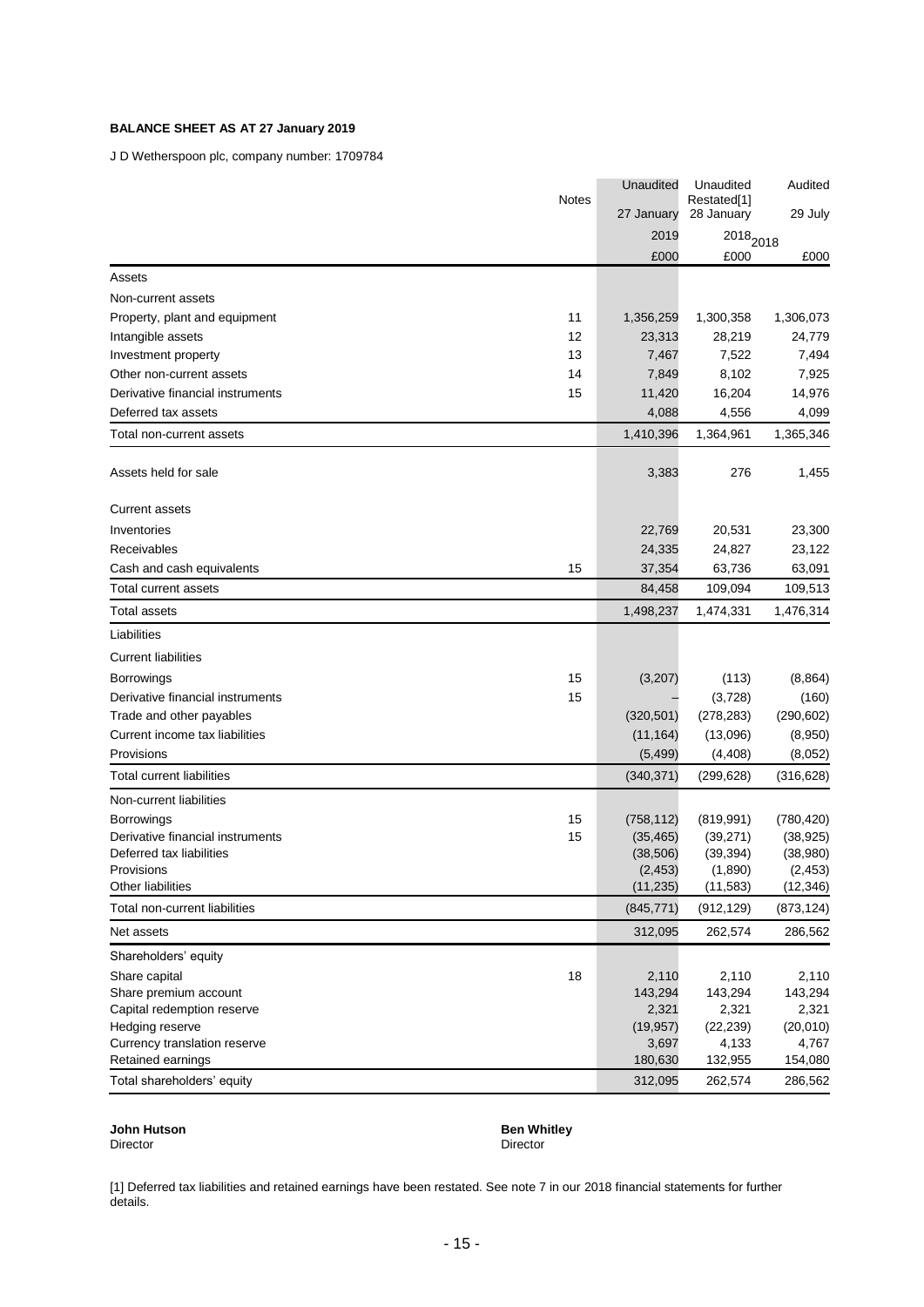**BALANCE SHEET AS AT 27 January 2019**

J D Wetherspoon plc, company number: 1709784

| | Notes | Unaudited | Unaudited Restated[1] | Audited |
|---|---|---|---|---|
| | | 27 January 2019 | 28 January 2018 | 29 July 2018 |
| | | £000 | £000 | £000 |
| Assets | | | | |
| Non-current assets | | | | |
| Property, plant and equipment | 11 | 1,356,259 | 1,300,358 | 1,306,073 |
| Intangible assets | 12 | 23,313 | 28,219 | 24,779 |
| Investment property | 13 | 7,467 | 7,522 | 7,494 |
| Other non-current assets | 14 | 7,849 | 8,102 | 7,925 |
| Derivative financial instruments | 15 | 11,420 | 16,204 | 14,976 |
| Deferred tax assets | | 4,088 | 4,556 | 4,099 |
| Total non-current assets | | 1,410,396 | 1,364,961 | 1,365,346 |
| Assets held for sale | | 3,383 | 276 | 1,455 |
| Current assets | | | | |
| Inventories | | 22,769 | 20,531 | 23,300 |
| Receivables | | 24,335 | 24,827 | 23,122 |
| Cash and cash equivalents | 15 | 37,354 | 63,736 | 63,091 |
| Total current assets | | 84,458 | 109,094 | 109,513 |
| Total assets | | 1,498,237 | 1,474,331 | 1,476,314 |
| Liabilities | | | | |
| Current liabilities | | | | |
| Borrowings | 15 | (3,207) | (113) | (8,864) |
| Derivative financial instruments | 15 | – | (3,728) | (160) |
| Trade and other payables | | (320,501) | (278,283) | (290,602) |
| Current income tax liabilities | | (11,164) | (13,096) | (8,950) |
| Provisions | | (5,499) | (4,408) | (8,052) |
| Total current liabilities | | (340,371) | (299,628) | (316,628) |
| Non-current liabilities | | | | |
| Borrowings | 15 | (758,112) | (819,991) | (780,420) |
| Derivative financial instruments | 15 | (35,465) | (39,271) | (38,925) |
| Deferred tax liabilities | | (38,506) | (39,394) | (38,980) |
| Provisions | | (2,453) | (1,890) | (2,453) |
| Other liabilities | | (11,235) | (11,583) | (12,346) |
| Total non-current liabilities | | (845,771) | (912,129) | (873,124) |
| Net assets | | 312,095 | 262,574 | 286,562 |
| Shareholders' equity | | | | |
| Share capital | 18 | 2,110 | 2,110 | 2,110 |
| Share premium account | | 143,294 | 143,294 | 143,294 |
| Capital redemption reserve | | 2,321 | 2,321 | 2,321 |
| Hedging reserve | | (19,957) | (22,239) | (20,010) |
| Currency translation reserve | | 3,697 | 4,133 | 4,767 |
| Retained earnings | | 180,630 | 132,955 | 154,080 |
| Total shareholders' equity | | 312,095 | 262,574 | 286,562 |

**John Hutson**
Director

**Ben Whitley**
Director

[1] Deferred tax liabilities and retained earnings have been restated. See note 7 in our 2018 financial statements for further details.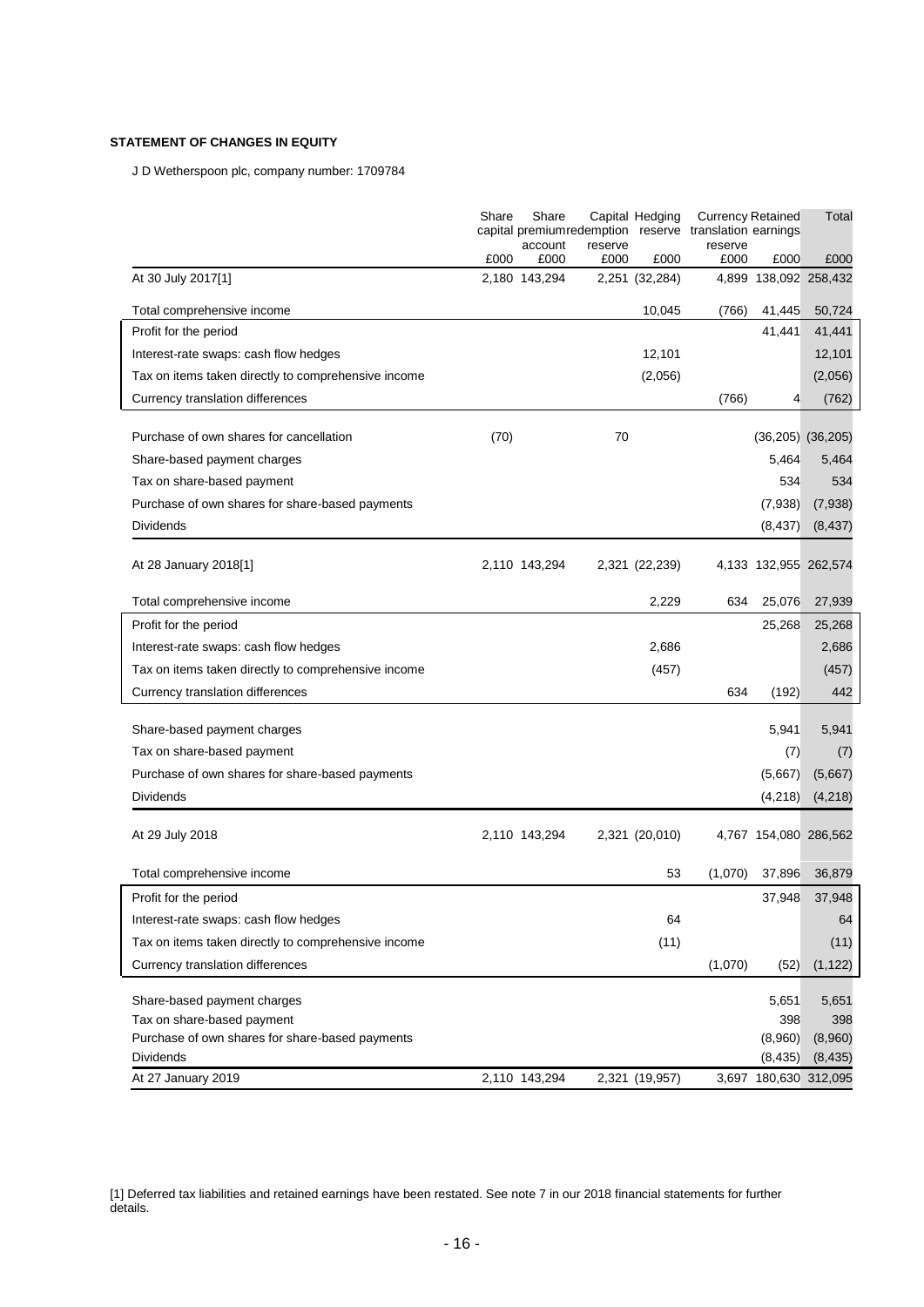**STATEMENT OF CHANGES IN EQUITY**

J D Wetherspoon plc, company number: 1709784

| | Share capital | Share premium account | Capital redemption reserve | Hedging reserve | Currency translation reserve | Retained earnings | Total |
|---|---|---|---|---|---|---|---|
| | £000 | £000 | £000 | £000 | £000 | £000 | £000 |
| At 30 July 2017[1] | 2,180 | 143,294 | 2,251 | (32,284) | 4,899 | 138,092 | 258,432 |
| Total comprehensive income | | | | 10,045 | (766) | 41,445 | 50,724 |
| Profit for the period | | | | | | 41,441 | 41,441 |
| Interest-rate swaps: cash flow hedges | | | | 12,101 | | | 12,101 |
| Tax on items taken directly to comprehensive income | | | | (2,056) | | | (2,056) |
| Currency translation differences | | | | | (766) | 4 | (762) |
| Purchase of own shares for cancellation | (70) | | 70 | | | (36,205) | (36,205) |
| Share-based payment charges | | | | | | 5,464 | 5,464 |
| Tax on share-based payment | | | | | | 534 | 534 |
| Purchase of own shares for share-based payments | | | | | | (7,938) | (7,938) |
| Dividends | | | | | | (8,437) | (8,437) |
| At 28 January 2018[1] | 2,110 | 143,294 | 2,321 | (22,239) | 4,133 | 132,955 | 262,574 |
| Total comprehensive income | | | | 2,229 | 634 | 25,076 | 27,939 |
| Profit for the period | | | | | | 25,268 | 25,268 |
| Interest-rate swaps: cash flow hedges | | | | 2,686 | | | 2,686 |
| Tax on items taken directly to comprehensive income | | | | (457) | | | (457) |
| Currency translation differences | | | | | 634 | (192) | 442 |
| Share-based payment charges | | | | | | 5,941 | 5,941 |
| Tax on share-based payment | | | | | | (7) | (7) |
| Purchase of own shares for share-based payments | | | | | | (5,667) | (5,667) |
| Dividends | | | | | | (4,218) | (4,218) |
| At 29 July 2018 | 2,110 | 143,294 | 2,321 | (20,010) | 4,767 | 154,080 | 286,562 |
| Total comprehensive income | | | | 53 | (1,070) | 37,896 | 36,879 |
| Profit for the period | | | | | | 37,948 | 37,948 |
| Interest-rate swaps: cash flow hedges | | | | 64 | | | 64 |
| Tax on items taken directly to comprehensive income | | | | (11) | | | (11) |
| Currency translation differences | | | | | (1,070) | (52) | (1,122) |
| Share-based payment charges | | | | | | 5,651 | 5,651 |
| Tax on share-based payment | | | | | | 398 | 398 |
| Purchase of own shares for share-based payments | | | | | | (8,960) | (8,960) |
| Dividends | | | | | | (8,435) | (8,435) |
| At 27 January 2019 | 2,110 | 143,294 | 2,321 | (19,957) | 3,697 | 180,630 | 312,095 |

[1] Deferred tax liabilities and retained earnings have been restated. See note 7 in our 2018 financial statements for further details.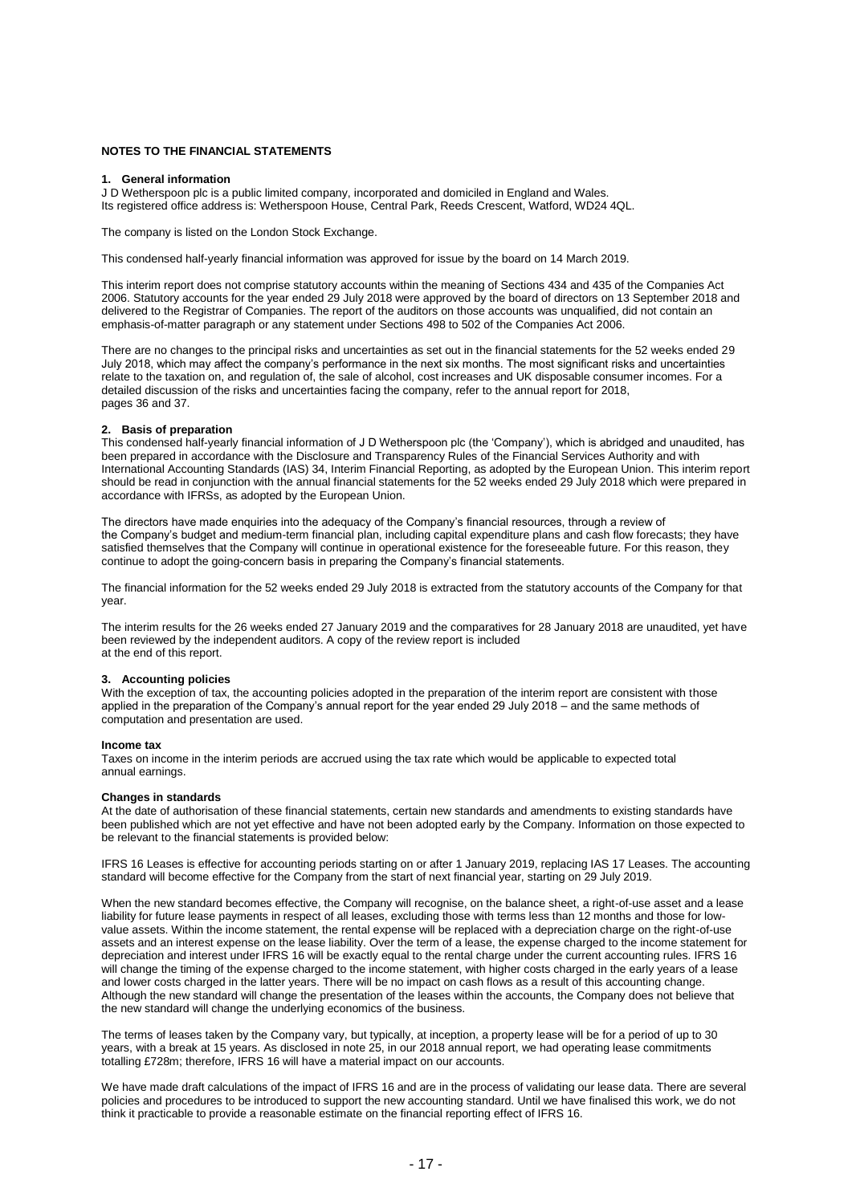## NOTES TO THE FINANCIAL STATEMENTS

### 1. General information

J D Wetherspoon plc is a public limited company, incorporated and domiciled in England and Wales. Its registered office address is: Wetherspoon House, Central Park, Reeds Crescent, Watford, WD24 4QL.

The company is listed on the London Stock Exchange.

This condensed half-yearly financial information was approved for issue by the board on 14 March 2019.

This interim report does not comprise statutory accounts within the meaning of Sections 434 and 435 of the Companies Act 2006. Statutory accounts for the year ended 29 July 2018 were approved by the board of directors on 13 September 2018 and delivered to the Registrar of Companies. The report of the auditors on those accounts was unqualified, did not contain an emphasis-of-matter paragraph or any statement under Sections 498 to 502 of the Companies Act 2006.

There are no changes to the principal risks and uncertainties as set out in the financial statements for the 52 weeks ended 29 July 2018, which may affect the company's performance in the next six months. The most significant risks and uncertainties relate to the taxation on, and regulation of, the sale of alcohol, cost increases and UK disposable consumer incomes. For a detailed discussion of the risks and uncertainties facing the company, refer to the annual report for 2018, pages 36 and 37.

### 2. Basis of preparation

This condensed half-yearly financial information of J D Wetherspoon plc (the 'Company'), which is abridged and unaudited, has been prepared in accordance with the Disclosure and Transparency Rules of the Financial Services Authority and with International Accounting Standards (IAS) 34, Interim Financial Reporting, as adopted by the European Union. This interim report should be read in conjunction with the annual financial statements for the 52 weeks ended 29 July 2018 which were prepared in accordance with IFRSs, as adopted by the European Union.

The directors have made enquiries into the adequacy of the Company's financial resources, through a review of the Company's budget and medium-term financial plan, including capital expenditure plans and cash flow forecasts; they have satisfied themselves that the Company will continue in operational existence for the foreseeable future. For this reason, they continue to adopt the going-concern basis in preparing the Company's financial statements.

The financial information for the 52 weeks ended 29 July 2018 is extracted from the statutory accounts of the Company for that year.

The interim results for the 26 weeks ended 27 January 2019 and the comparatives for 28 January 2018 are unaudited, yet have been reviewed by the independent auditors. A copy of the review report is included at the end of this report.

### 3. Accounting policies

With the exception of tax, the accounting policies adopted in the preparation of the interim report are consistent with those applied in the preparation of the Company's annual report for the year ended 29 July 2018 – and the same methods of computation and presentation are used.

**Income tax**

Taxes on income in the interim periods are accrued using the tax rate which would be applicable to expected total annual earnings.

**Changes in standards**

At the date of authorisation of these financial statements, certain new standards and amendments to existing standards have been published which are not yet effective and have not been adopted early by the Company. Information on those expected to be relevant to the financial statements is provided below:

IFRS 16 Leases is effective for accounting periods starting on or after 1 January 2019, replacing IAS 17 Leases. The accounting standard will become effective for the Company from the start of next financial year, starting on 29 July 2019.

When the new standard becomes effective, the Company will recognise, on the balance sheet, a right-of-use asset and a lease liability for future lease payments in respect of all leases, excluding those with terms less than 12 months and those for low-value assets. Within the income statement, the rental expense will be replaced with a depreciation charge on the right-of-use assets and an interest expense on the lease liability. Over the term of a lease, the expense charged to the income statement for depreciation and interest under IFRS 16 will be exactly equal to the rental charge under the current accounting rules. IFRS 16 will change the timing of the expense charged to the income statement, with higher costs charged in the early years of a lease and lower costs charged in the latter years. There will be no impact on cash flows as a result of this accounting change. Although the new standard will change the presentation of the leases within the accounts, the Company does not believe that the new standard will change the underlying economics of the business.

The terms of leases taken by the Company vary, but typically, at inception, a property lease will be for a period of up to 30 years, with a break at 15 years. As disclosed in note 25, in our 2018 annual report, we had operating lease commitments totalling £728m; therefore, IFRS 16 will have a material impact on our accounts.

We have made draft calculations of the impact of IFRS 16 and are in the process of validating our lease data. There are several policies and procedures to be introduced to support the new accounting standard. Until we have finalised this work, we do not think it practicable to provide a reasonable estimate on the financial reporting effect of IFRS 16.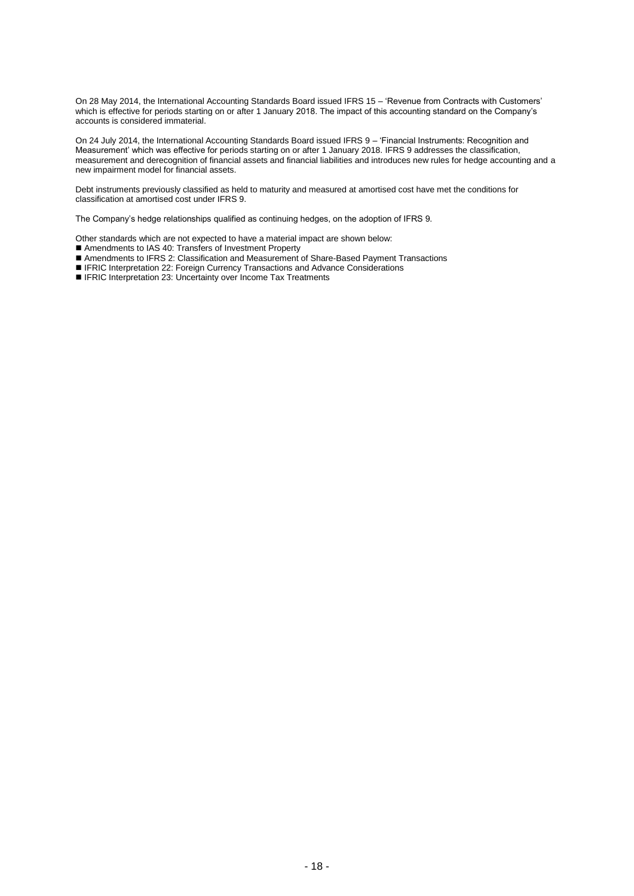On 28 May 2014, the International Accounting Standards Board issued IFRS 15 – 'Revenue from Contracts with Customers' which is effective for periods starting on or after 1 January 2018. The impact of this accounting standard on the Company's accounts is considered immaterial.

On 24 July 2014, the International Accounting Standards Board issued IFRS 9 – 'Financial Instruments: Recognition and Measurement' which was effective for periods starting on or after 1 January 2018. IFRS 9 addresses the classification, measurement and derecognition of financial assets and financial liabilities and introduces new rules for hedge accounting and a new impairment model for financial assets.

Debt instruments previously classified as held to maturity and measured at amortised cost have met the conditions for classification at amortised cost under IFRS 9.

The Company's hedge relationships qualified as continuing hedges, on the adoption of IFRS 9.

Other standards which are not expected to have a material impact are shown below:

- Amendments to IAS 40: Transfers of Investment Property
- Amendments to IFRS 2: Classification and Measurement of Share-Based Payment Transactions
- IFRIC Interpretation 22: Foreign Currency Transactions and Advance Considerations
- IFRIC Interpretation 23: Uncertainty over Income Tax Treatments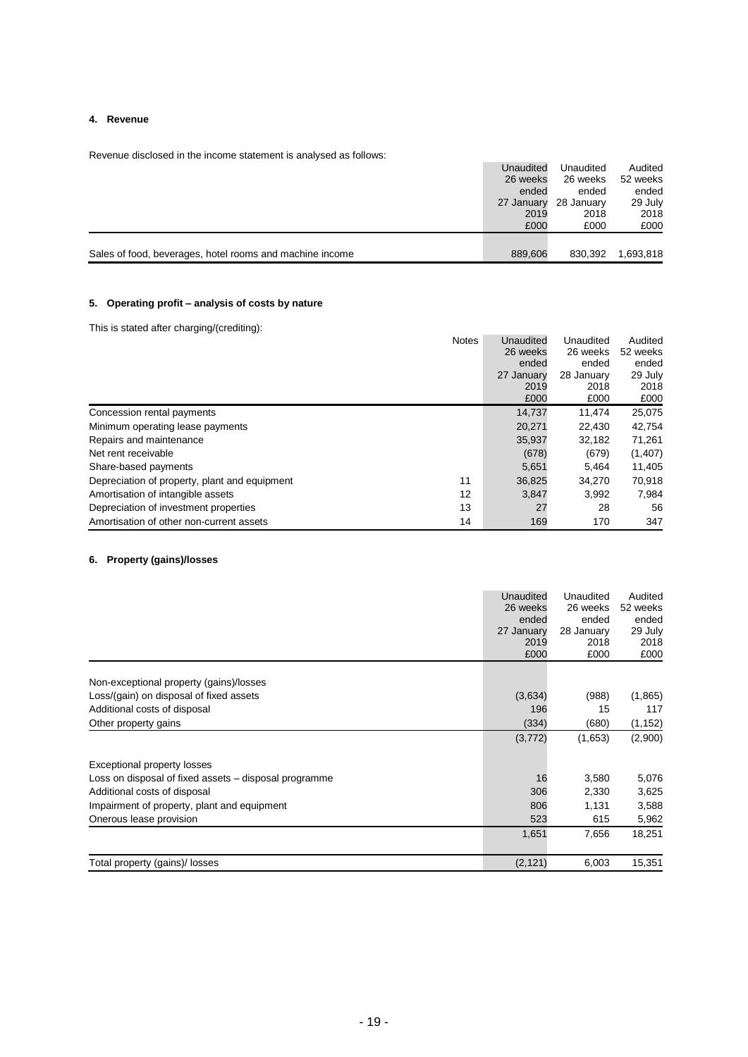## 4. Revenue

Revenue disclosed in the income statement is analysed as follows:

| | Unaudited 26 weeks ended 27 January 2019 £000 | Unaudited 26 weeks ended 28 January 2018 £000 | Audited 52 weeks ended 29 July 2018 £000 |
|---|---|---|---|
| Sales of food, beverages, hotel rooms and machine income | 889,606 | 830,392 | 1,693,818 |

## 5. Operating profit – analysis of costs by nature

This is stated after charging/(crediting):

| | Notes | Unaudited 26 weeks ended 27 January 2019 £000 | Unaudited 26 weeks ended 28 January 2018 £000 | Audited 52 weeks ended 29 July 2018 £000 |
|---|---|---|---|---|
| Concession rental payments | | 14,737 | 11,474 | 25,075 |
| Minimum operating lease payments | | 20,271 | 22,430 | 42,754 |
| Repairs and maintenance | | 35,937 | 32,182 | 71,261 |
| Net rent receivable | | (678) | (679) | (1,407) |
| Share-based payments | | 5,651 | 5,464 | 11,405 |
| Depreciation of property, plant and equipment | 11 | 36,825 | 34,270 | 70,918 |
| Amortisation of intangible assets | 12 | 3,847 | 3,992 | 7,984 |
| Depreciation of investment properties | 13 | 27 | 28 | 56 |
| Amortisation of other non-current assets | 14 | 169 | 170 | 347 |

## 6. Property (gains)/losses

| | Unaudited 26 weeks ended 27 January 2019 £000 | Unaudited 26 weeks ended 28 January 2018 £000 | Audited 52 weeks ended 29 July 2018 £000 |
|---|---|---|---|
| Non-exceptional property (gains)/losses | | | |
| Loss/(gain) on disposal of fixed assets | (3,634) | (988) | (1,865) |
| Additional costs of disposal | 196 | 15 | 117 |
| Other property gains | (334) | (680) | (1,152) |
| | (3,772) | (1,653) | (2,900) |
| Exceptional property losses | | | |
| Loss on disposal of fixed assets – disposal programme | 16 | 3,580 | 5,076 |
| Additional costs of disposal | 306 | 2,330 | 3,625 |
| Impairment of property, plant and equipment | 806 | 1,131 | 3,588 |
| Onerous lease provision | 523 | 615 | 5,962 |
| | 1,651 | 7,656 | 18,251 |
| Total property (gains)/ losses | (2,121) | 6,003 | 15,351 |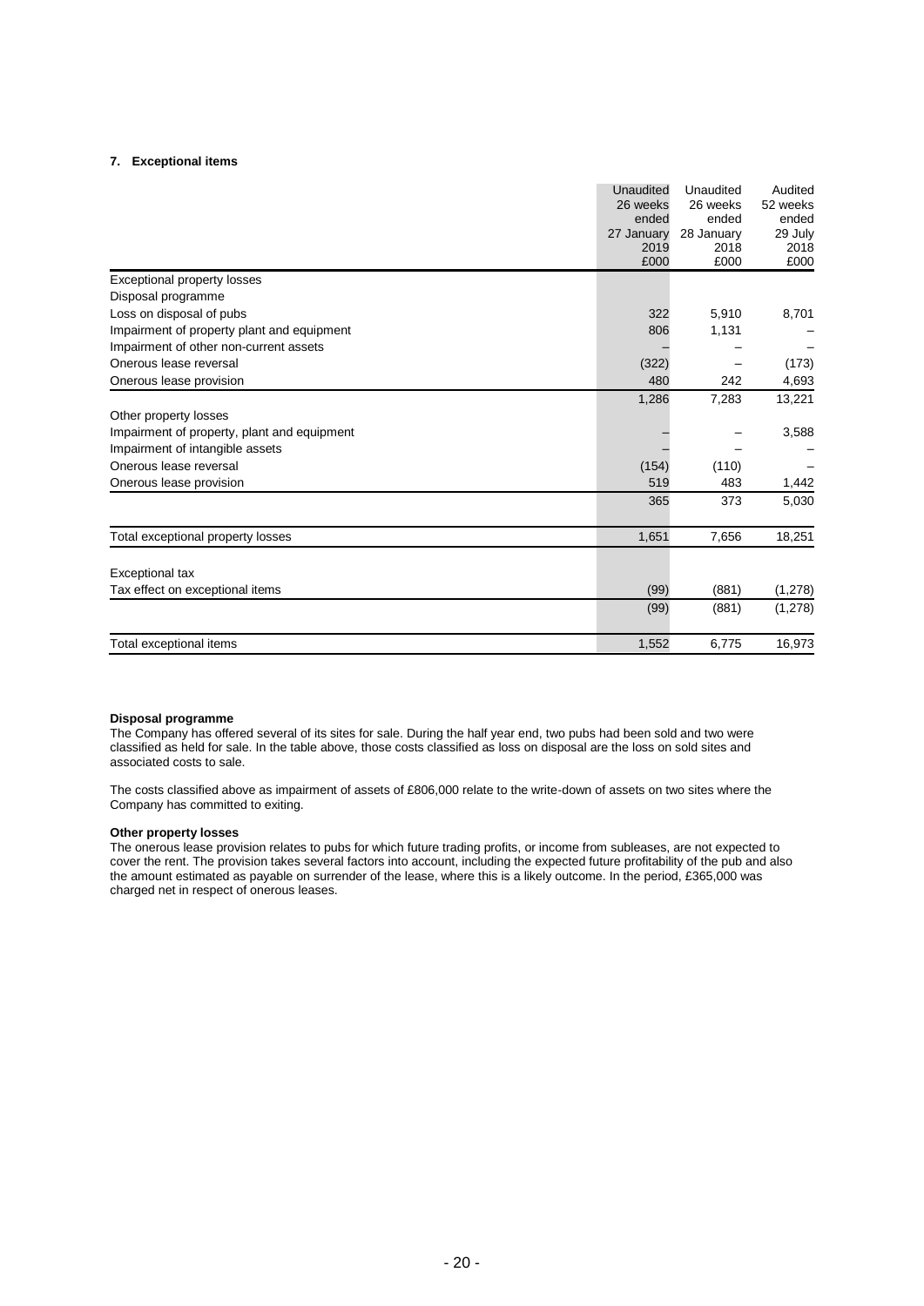### 7. Exceptional items

| | Unaudited 26 weeks ended 27 January 2019 £000 | Unaudited 26 weeks ended 28 January 2018 £000 | Audited 52 weeks ended 29 July 2018 £000 |
|---|---|---|---|
| Exceptional property losses | | | |
| Disposal programme | | | |
| Loss on disposal of pubs | 322 | 5,910 | 8,701 |
| Impairment of property plant and equipment | 806 | 1,131 | – |
| Impairment of other non-current assets | – | – | – |
| Onerous lease reversal | (322) | – | (173) |
| Onerous lease provision | 480 | 242 | 4,693 |
| | 1,286 | 7,283 | 13,221 |
| Other property losses | | | |
| Impairment of property, plant and equipment | – | – | 3,588 |
| Impairment of intangible assets | – | – | – |
| Onerous lease reversal | (154) | (110) | – |
| Onerous lease provision | 519 | 483 | 1,442 |
| | 365 | 373 | 5,030 |
| Total exceptional property losses | 1,651 | 7,656 | 18,251 |
| Exceptional tax | | | |
| Tax effect on exceptional items | (99) | (881) | (1,278) |
| | (99) | (881) | (1,278) |
| Total exceptional items | 1,552 | 6,775 | 16,973 |

**Disposal programme**

The Company has offered several of its sites for sale. During the half year end, two pubs had been sold and two were classified as held for sale. In the table above, those costs classified as loss on disposal are the loss on sold sites and associated costs to sale.

The costs classified above as impairment of assets of £806,000 relate to the write-down of assets on two sites where the Company has committed to exiting.

**Other property losses**

The onerous lease provision relates to pubs for which future trading profits, or income from subleases, are not expected to cover the rent. The provision takes several factors into account, including the expected future profitability of the pub and also the amount estimated as payable on surrender of the lease, where this is a likely outcome. In the period, £365,000 was charged net in respect of onerous leases.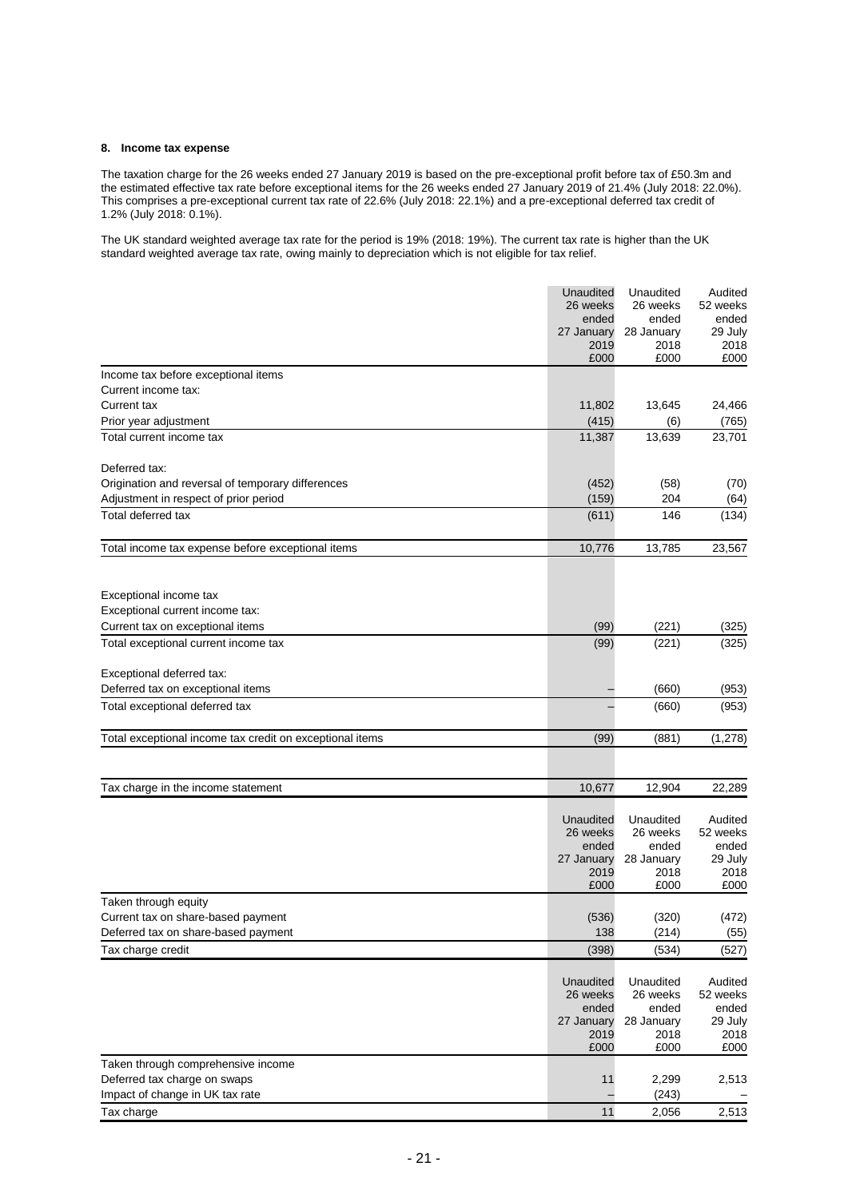### 8. Income tax expense

The taxation charge for the 26 weeks ended 27 January 2019 is based on the pre-exceptional profit before tax of £50.3m and the estimated effective tax rate before exceptional items for the 26 weeks ended 27 January 2019 of 21.4% (July 2018: 22.0%). This comprises a pre-exceptional current tax rate of 22.6% (July 2018: 22.1%) and a pre-exceptional deferred tax credit of 1.2% (July 2018: 0.1%).

The UK standard weighted average tax rate for the period is 19% (2018: 19%). The current tax rate is higher than the UK standard weighted average tax rate, owing mainly to depreciation which is not eligible for tax relief.

| | Unaudited 26 weeks ended 27 January 2019 £000 | Unaudited 26 weeks ended 28 January 2018 £000 | Audited 52 weeks ended 29 July 2018 £000 |
|---|---|---|---|
| Income tax before exceptional items | | | |
| Current income tax: | | | |
| Current tax | 11,802 | 13,645 | 24,466 |
| Prior year adjustment | (415) | (6) | (765) |
| Total current income tax | 11,387 | 13,639 | 23,701 |
| Deferred tax: | | | |
| Origination and reversal of temporary differences | (452) | (58) | (70) |
| Adjustment in respect of prior period | (159) | 204 | (64) |
| Total deferred tax | (611) | 146 | (134) |
| Total income tax expense before exceptional items | 10,776 | 13,785 | 23,567 |
| Exceptional income tax | | | |
| Exceptional current income tax: | | | |
| Current tax on exceptional items | (99) | (221) | (325) |
| Total exceptional current income tax | (99) | (221) | (325) |
| Exceptional deferred tax: | | | |
| Deferred tax on exceptional items | – | (660) | (953) |
| Total exceptional deferred tax | – | (660) | (953) |
| Total exceptional income tax credit on exceptional items | (99) | (881) | (1,278) |
| Tax charge in the income statement | 10,677 | 12,904 | 22,289 |

| | Unaudited 26 weeks ended 27 January 2019 £000 | Unaudited 26 weeks ended 28 January 2018 £000 | Audited 52 weeks ended 29 July 2018 £000 |
|---|---|---|---|
| Taken through equity | | | |
| Current tax on share-based payment | (536) | (320) | (472) |
| Deferred tax on share-based payment | 138 | (214) | (55) |
| Tax charge credit | (398) | (534) | (527) |

| | Unaudited 26 weeks ended 27 January 2019 £000 | Unaudited 26 weeks ended 28 January 2018 £000 | Audited 52 weeks ended 29 July 2018 £000 |
|---|---|---|---|
| Taken through comprehensive income | | | |
| Deferred tax charge on swaps | 11 | 2,299 | 2,513 |
| Impact of change in UK tax rate | – | (243) | – |
| Tax charge | 11 | 2,056 | 2,513 |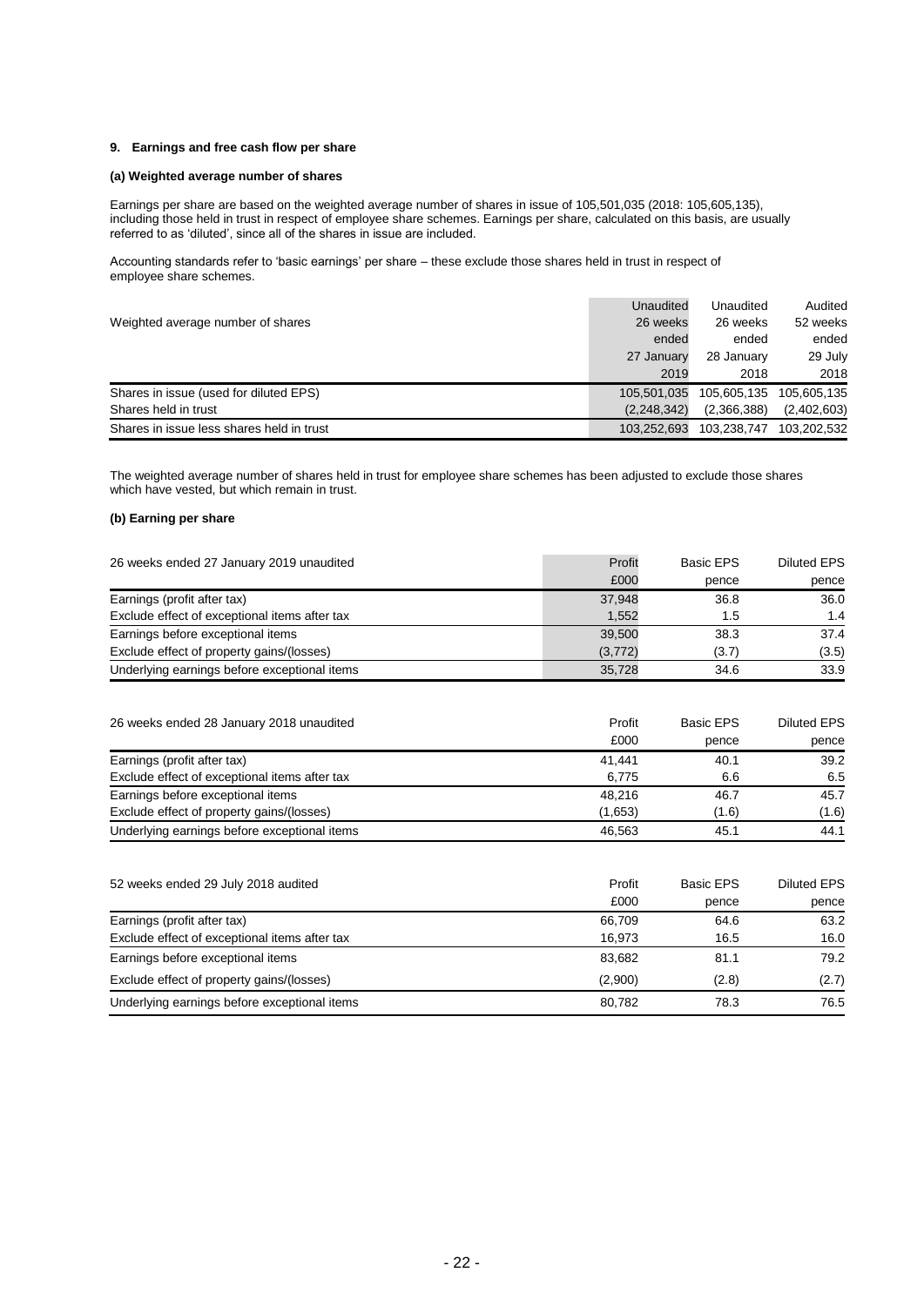### 9. Earnings and free cash flow per share

#### (a) Weighted average number of shares

Earnings per share are based on the weighted average number of shares in issue of 105,501,035 (2018: 105,605,135), including those held in trust in respect of employee share schemes. Earnings per share, calculated on this basis, are usually referred to as 'diluted', since all of the shares in issue are included.

Accounting standards refer to 'basic earnings' per share – these exclude those shares held in trust in respect of employee share schemes.

| Weighted average number of shares | Unaudited 26 weeks ended 27 January 2019 | Unaudited 26 weeks ended 28 January 2018 | Audited 52 weeks ended 29 July 2018 |
|---|---|---|---|
| Shares in issue (used for diluted EPS) | 105,501,035 | 105,605,135 | 105,605,135 |
| Shares held in trust | (2,248,342) | (2,366,388) | (2,402,603) |
| Shares in issue less shares held in trust | 103,252,693 | 103,238,747 | 103,202,532 |

The weighted average number of shares held in trust for employee share schemes has been adjusted to exclude those shares which have vested, but which remain in trust.

#### (b) Earning per share

| 26 weeks ended 27 January 2019 unaudited | Profit £000 | Basic EPS pence | Diluted EPS pence |
|---|---|---|---|
| Earnings (profit after tax) | 37,948 | 36.8 | 36.0 |
| Exclude effect of exceptional items after tax | 1,552 | 1.5 | 1.4 |
| Earnings before exceptional items | 39,500 | 38.3 | 37.4 |
| Exclude effect of property gains/(losses) | (3,772) | (3.7) | (3.5) |
| Underlying earnings before exceptional items | 35,728 | 34.6 | 33.9 |

| 26 weeks ended 28 January 2018 unaudited | Profit £000 | Basic EPS pence | Diluted EPS pence |
|---|---|---|---|
| Earnings (profit after tax) | 41,441 | 40.1 | 39.2 |
| Exclude effect of exceptional items after tax | 6,775 | 6.6 | 6.5 |
| Earnings before exceptional items | 48,216 | 46.7 | 45.7 |
| Exclude effect of property gains/(losses) | (1,653) | (1.6) | (1.6) |
| Underlying earnings before exceptional items | 46,563 | 45.1 | 44.1 |

| 52 weeks ended 29 July 2018 audited | Profit £000 | Basic EPS pence | Diluted EPS pence |
|---|---|---|---|
| Earnings (profit after tax) | 66,709 | 64.6 | 63.2 |
| Exclude effect of exceptional items after tax | 16,973 | 16.5 | 16.0 |
| Earnings before exceptional items | 83,682 | 81.1 | 79.2 |
| Exclude effect of property gains/(losses) | (2,900) | (2.8) | (2.7) |
| Underlying earnings before exceptional items | 80,782 | 78.3 | 76.5 |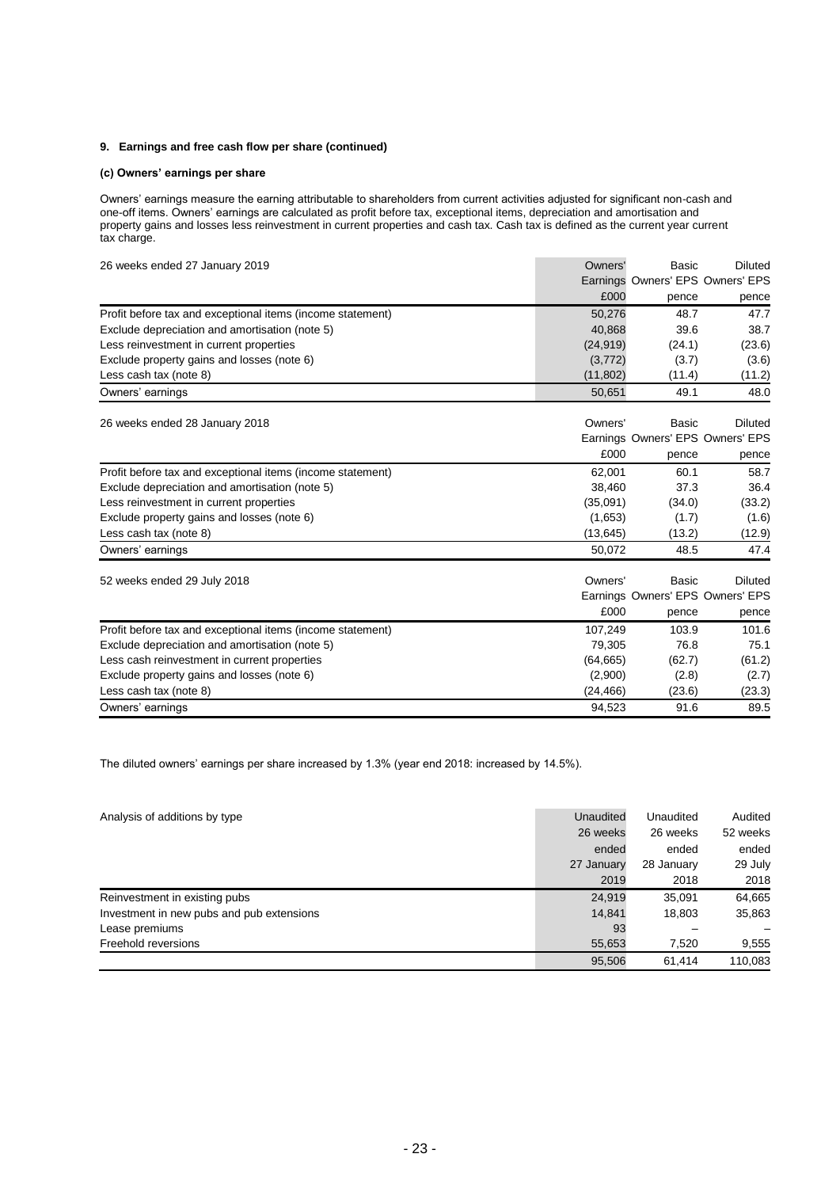### 9. Earnings and free cash flow per share (continued)

#### (c) Owners' earnings per share

Owners' earnings measure the earning attributable to shareholders from current activities adjusted for significant non-cash and one-off items. Owners' earnings are calculated as profit before tax, exceptional items, depreciation and amortisation and property gains and losses less reinvestment in current properties and cash tax. Cash tax is defined as the current year current tax charge.

| 26 weeks ended 27 January 2019 | Owners' Earnings | Basic Owners' EPS | Diluted Owners' EPS |
|---|---|---|---|
| | £000 | pence | pence |
| Profit before tax and exceptional items (income statement) | 50,276 | 48.7 | 47.7 |
| Exclude depreciation and amortisation (note 5) | 40,868 | 39.6 | 38.7 |
| Less reinvestment in current properties | (24,919) | (24.1) | (23.6) |
| Exclude property gains and losses (note 6) | (3,772) | (3.7) | (3.6) |
| Less cash tax (note 8) | (11,802) | (11.4) | (11.2) |
| Owners' earnings | 50,651 | 49.1 | 48.0 |

| 26 weeks ended 28 January 2018 | Owners' Earnings | Basic Owners' EPS | Diluted Owners' EPS |
|---|---|---|---|
| | £000 | pence | pence |
| Profit before tax and exceptional items (income statement) | 62,001 | 60.1 | 58.7 |
| Exclude depreciation and amortisation (note 5) | 38,460 | 37.3 | 36.4 |
| Less reinvestment in current properties | (35,091) | (34.0) | (33.2) |
| Exclude property gains and losses (note 6) | (1,653) | (1.7) | (1.6) |
| Less cash tax (note 8) | (13,645) | (13.2) | (12.9) |
| Owners' earnings | 50,072 | 48.5 | 47.4 |

| 52 weeks ended 29 July 2018 | Owners' Earnings | Basic Owners' EPS | Diluted Owners' EPS |
|---|---|---|---|
| | £000 | pence | pence |
| Profit before tax and exceptional items (income statement) | 107,249 | 103.9 | 101.6 |
| Exclude depreciation and amortisation (note 5) | 79,305 | 76.8 | 75.1 |
| Less cash reinvestment in current properties | (64,665) | (62.7) | (61.2) |
| Exclude property gains and losses (note 6) | (2,900) | (2.8) | (2.7) |
| Less cash tax (note 8) | (24,466) | (23.6) | (23.3) |
| Owners' earnings | 94,523 | 91.6 | 89.5 |

The diluted owners' earnings per share increased by 1.3% (year end 2018: increased by 14.5%).

| Analysis of additions by type | Unaudited 26 weeks ended 27 January 2019 | Unaudited 26 weeks ended 28 January 2018 | Audited 52 weeks ended 29 July 2018 |
|---|---|---|---|
| Reinvestment in existing pubs | 24,919 | 35,091 | 64,665 |
| Investment in new pubs and pub extensions | 14,841 | 18,803 | 35,863 |
| Lease premiums | 93 | – | – |
| Freehold reversions | 55,653 | 7,520 | 9,555 |
| | 95,506 | 61,414 | 110,083 |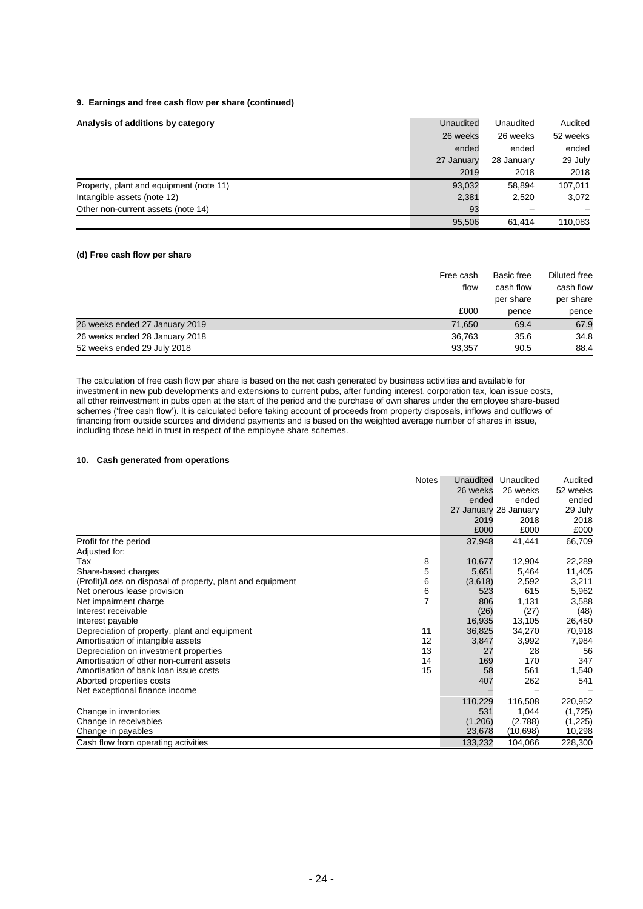### 9. Earnings and free cash flow per share (continued)

| Analysis of additions by category | Unaudited 26 weeks ended 27 January 2019 | Unaudited 26 weeks ended 28 January 2018 | Audited 52 weeks ended 29 July 2018 |
|---|---|---|---|
| Property, plant and equipment (note 11) | 93,032 | 58,894 | 107,011 |
| Intangible assets (note 12) | 2,381 | 2,520 | 3,072 |
| Other non-current assets (note 14) | 93 | – | – |
| | 95,506 | 61,414 | 110,083 |

#### (d) Free cash flow per share

| | Free cash flow £000 | Basic free cash flow per share pence | Diluted free cash flow per share pence |
|---|---|---|---|
| 26 weeks ended 27 January 2019 | 71,650 | 69.4 | 67.9 |
| 26 weeks ended 28 January 2018 | 36,763 | 35.6 | 34.8 |
| 52 weeks ended 29 July 2018 | 93,357 | 90.5 | 88.4 |

The calculation of free cash flow per share is based on the net cash generated by business activities and available for investment in new pub developments and extensions to current pubs, after funding interest, corporation tax, loan issue costs, all other reinvestment in pubs open at the start of the period and the purchase of own shares under the employee share-based schemes ('free cash flow'). It is calculated before taking account of proceeds from property disposals, inflows and outflows of financing from outside sources and dividend payments and is based on the weighted average number of shares in issue, including those held in trust in respect of the employee share schemes.

### 10. Cash generated from operations

| | Notes | Unaudited 26 weeks ended 27 January 2019 £000 | Unaudited 26 weeks ended 28 January 2018 £000 | Audited 52 weeks ended 29 July 2018 £000 |
|---|---|---|---|---|
| Profit for the period | | 37,948 | 41,441 | 66,709 |
| Adjusted for: | | | | |
| Tax | 8 | 10,677 | 12,904 | 22,289 |
| Share-based charges | 5 | 5,651 | 5,464 | 11,405 |
| (Profit)/Loss on disposal of property, plant and equipment | 6 | (3,618) | 2,592 | 3,211 |
| Net onerous lease provision | 6 | 523 | 615 | 5,962 |
| Net impairment charge | 7 | 806 | 1,131 | 3,588 |
| Interest receivable | | (26) | (27) | (48) |
| Interest payable | | 16,935 | 13,105 | 26,450 |
| Depreciation of property, plant and equipment | 11 | 36,825 | 34,270 | 70,918 |
| Amortisation of intangible assets | 12 | 3,847 | 3,992 | 7,984 |
| Depreciation on investment properties | 13 | 27 | 28 | 56 |
| Amortisation of other non-current assets | 14 | 169 | 170 | 347 |
| Amortisation of bank loan issue costs | 15 | 58 | 561 | 1,540 |
| Aborted properties costs | | 407 | 262 | 541 |
| Net exceptional finance income | | – | – | – |
| | | 110,229 | 116,508 | 220,952 |
| Change in inventories | | 531 | 1,044 | (1,725) |
| Change in receivables | | (1,206) | (2,788) | (1,225) |
| Change in payables | | 23,678 | (10,698) | 10,298 |
| Cash flow from operating activities | | 133,232 | 104,066 | 228,300 |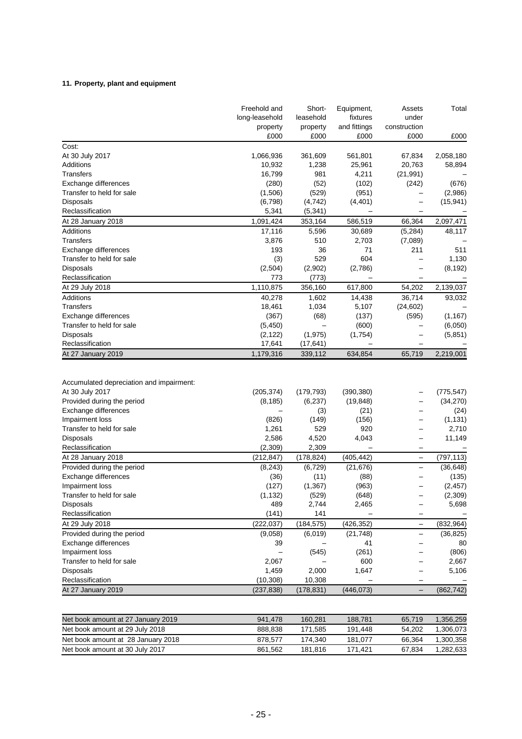**11. Property, plant and equipment**

| | Freehold and long-leasehold property £000 | Short-leasehold property £000 | Equipment, fixtures and fittings £000 | Assets under construction £000 | Total £000 |
|---|---|---|---|---|---|
| Cost: | | | | | |
| At 30 July 2017 | 1,066,936 | 361,609 | 561,801 | 67,834 | 2,058,180 |
| Additions | 10,932 | 1,238 | 25,961 | 20,763 | 58,894 |
| Transfers | 16,799 | 981 | 4,211 | (21,991) | – |
| Exchange differences | (280) | (52) | (102) | (242) | (676) |
| Transfer to held for sale | (1,506) | (529) | (951) | – | (2,986) |
| Disposals | (6,798) | (4,742) | (4,401) | – | (15,941) |
| Reclassification | 5,341 | (5,341) | – | – | – |
| At 28 January 2018 | 1,091,424 | 353,164 | 586,519 | 66,364 | 2,097,471 |
| Additions | 17,116 | 5,596 | 30,689 | (5,284) | 48,117 |
| Transfers | 3,876 | 510 | 2,703 | (7,089) | – |
| Exchange differences | 193 | 36 | 71 | 211 | 511 |
| Transfer to held for sale | (3) | 529 | 604 | – | 1,130 |
| Disposals | (2,504) | (2,902) | (2,786) | – | (8,192) |
| Reclassification | 773 | (773) | – | – | – |
| At 29 July 2018 | 1,110,875 | 356,160 | 617,800 | 54,202 | 2,139,037 |
| Additions | 40,278 | 1,602 | 14,438 | 36,714 | 93,032 |
| Transfers | 18,461 | 1,034 | 5,107 | (24,602) | – |
| Exchange differences | (367) | (68) | (137) | (595) | (1,167) |
| Transfer to held for sale | (5,450) | – | (600) | – | (6,050) |
| Disposals | (2,122) | (1,975) | (1,754) | – | (5,851) |
| Reclassification | 17,641 | (17,641) | – | – | – |
| At 27 January 2019 | 1,179,316 | 339,112 | 634,854 | 65,719 | 2,219,001 |
| | | | | | |
| Accumulated depreciation and impairment: | | | | | |
| At 30 July 2017 | (205,374) | (179,793) | (390,380) | – | (775,547) |
| Provided during the period | (8,185) | (6,237) | (19,848) | – | (34,270) |
| Exchange differences | – | (3) | (21) | – | (24) |
| Impairment loss | (826) | (149) | (156) | – | (1,131) |
| Transfer to held for sale | 1,261 | 529 | 920 | – | 2,710 |
| Disposals | 2,586 | 4,520 | 4,043 | – | 11,149 |
| Reclassification | (2,309) | 2,309 | – | – | – |
| At 28 January 2018 | (212,847) | (178,824) | (405,442) | – | (797,113) |
| Provided during the period | (8,243) | (6,729) | (21,676) | – | (36,648) |
| Exchange differences | (36) | (11) | (88) | – | (135) |
| Impairment loss | (127) | (1,367) | (963) | – | (2,457) |
| Transfer to held for sale | (1,132) | (529) | (648) | – | (2,309) |
| Disposals | 489 | 2,744 | 2,465 | – | 5,698 |
| Reclassification | (141) | 141 | – | – | – |
| At 29 July 2018 | (222,037) | (184,575) | (426,352) | – | (832,964) |
| Provided during the period | (9,058) | (6,019) | (21,748) | – | (36,825) |
| Exchange differences | 39 | – | 41 | – | 80 |
| Impairment loss | – | (545) | (261) | – | (806) |
| Transfer to held for sale | 2,067 | – | 600 | – | 2,667 |
| Disposals | 1,459 | 2,000 | 1,647 | – | 5,106 |
| Reclassification | (10,308) | 10,308 | – | – | – |
| At 27 January 2019 | (237,838) | (178,831) | (446,073) | – | (862,742) |

| | | | | | |
|---|---|---|---|---|---|
| Net book amount at 27 January 2019 | 941,478 | 160,281 | 188,781 | 65,719 | 1,356,259 |
| Net book amount at 29 July 2018 | 888,838 | 171,585 | 191,448 | 54,202 | 1,306,073 |
| Net book amount at 28 January 2018 | 878,577 | 174,340 | 181,077 | 66,364 | 1,300,358 |
| Net book amount at 30 July 2017 | 861,562 | 181,816 | 171,421 | 67,834 | 1,282,633 |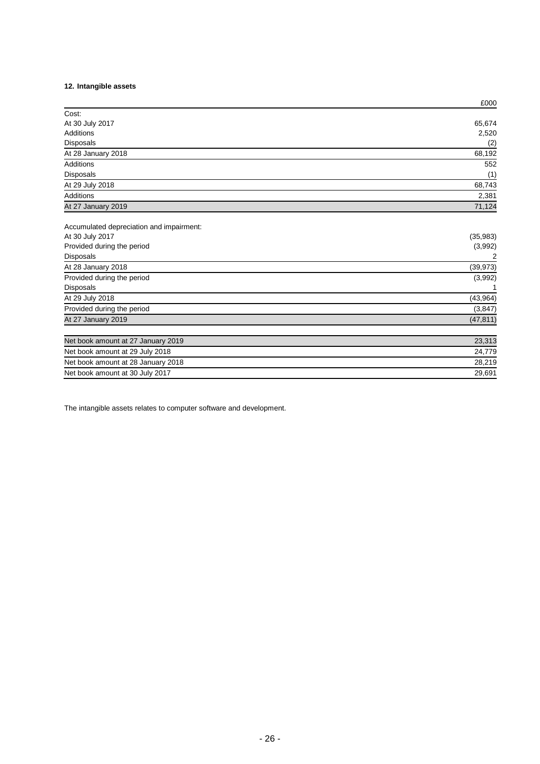### 12. Intangible assets

| | £000 |
|---|---|
| Cost: | |
| At 30 July 2017 | 65,674 |
| Additions | 2,520 |
| Disposals | (2) |
| At 28 January 2018 | 68,192 |
| Additions | 552 |
| Disposals | (1) |
| At 29 July 2018 | 68,743 |
| Additions | 2,381 |
| At 27 January 2019 | 71,124 |
| | |
| Accumulated depreciation and impairment: | |
| At 30 July 2017 | (35,983) |
| Provided during the period | (3,992) |
| Disposals | 2 |
| At 28 January 2018 | (39,973) |
| Provided during the period | (3,992) |
| Disposals | 1 |
| At 29 July 2018 | (43,964) |
| Provided during the period | (3,847) |
| At 27 January 2019 | (47,811) |
| | |
| Net book amount at 27 January 2019 | 23,313 |
| Net book amount at 29 July 2018 | 24,779 |
| Net book amount at 28 January 2018 | 28,219 |
| Net book amount at 30 July 2017 | 29,691 |

The intangible assets relates to computer software and development.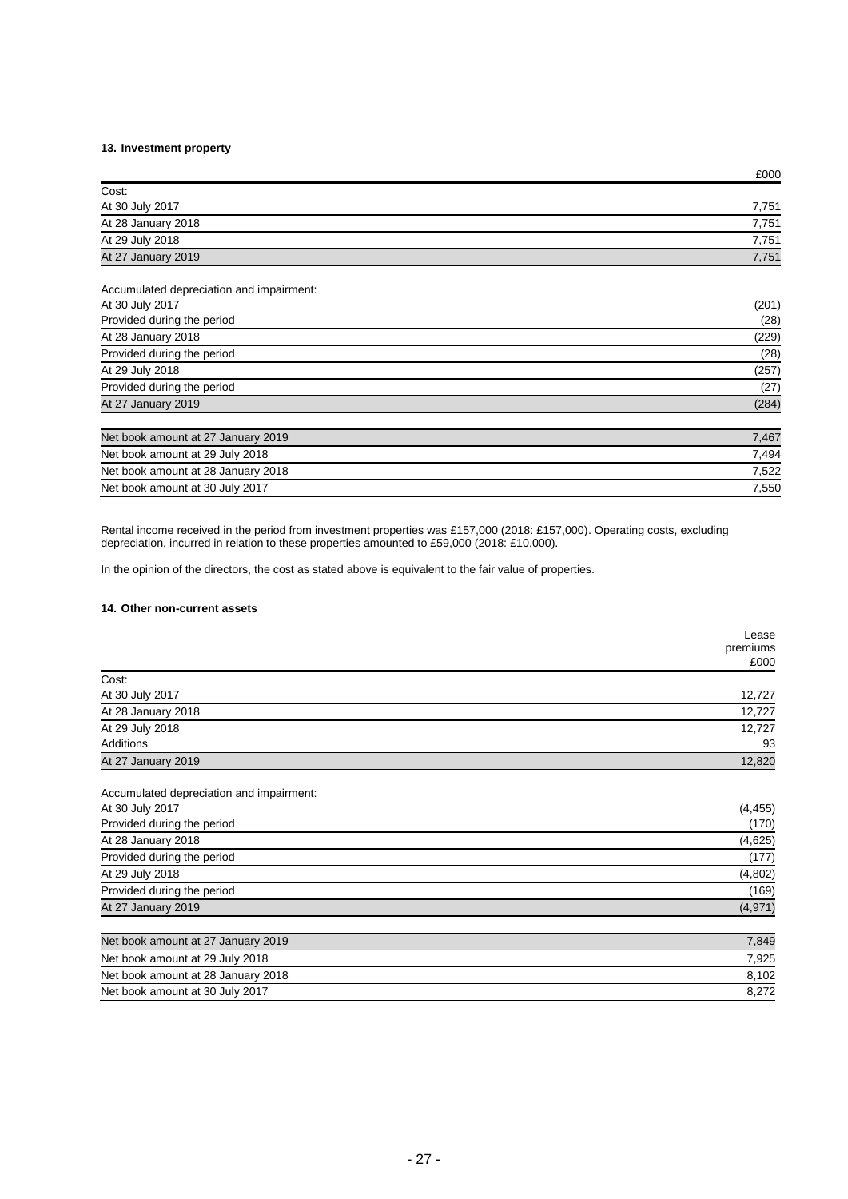**13. Investment property**

| | £000 |
|---|---|
| Cost: | |
| At 30 July 2017 | 7,751 |
| At 28 January 2018 | 7,751 |
| At 29 July 2018 | 7,751 |
| At 27 January 2019 | 7,751 |
| | |
| Accumulated depreciation and impairment: | |
| At 30 July 2017 | (201) |
| Provided during the period | (28) |
| At 28 January 2018 | (229) |
| Provided during the period | (28) |
| At 29 July 2018 | (257) |
| Provided during the period | (27) |
| At 27 January 2019 | (284) |
| | |
| Net book amount at 27 January 2019 | 7,467 |
| Net book amount at 29 July 2018 | 7,494 |
| Net book amount at 28 January 2018 | 7,522 |
| Net book amount at 30 July 2017 | 7,550 |

Rental income received in the period from investment properties was £157,000 (2018: £157,000). Operating costs, excluding depreciation, incurred in relation to these properties amounted to £59,000 (2018: £10,000).

In the opinion of the directors, the cost as stated above is equivalent to the fair value of properties.

**14. Other non-current assets**

| | Lease premiums £000 |
|---|---|
| Cost: | |
| At 30 July 2017 | 12,727 |
| At 28 January 2018 | 12,727 |
| At 29 July 2018 | 12,727 |
| Additions | 93 |
| At 27 January 2019 | 12,820 |
| | |
| Accumulated depreciation and impairment: | |
| At 30 July 2017 | (4,455) |
| Provided during the period | (170) |
| At 28 January 2018 | (4,625) |
| Provided during the period | (177) |
| At 29 July 2018 | (4,802) |
| Provided during the period | (169) |
| At 27 January 2019 | (4,971) |
| | |
| Net book amount at 27 January 2019 | 7,849 |
| Net book amount at 29 July 2018 | 7,925 |
| Net book amount at 28 January 2018 | 8,102 |
| Net book amount at 30 July 2017 | 8,272 |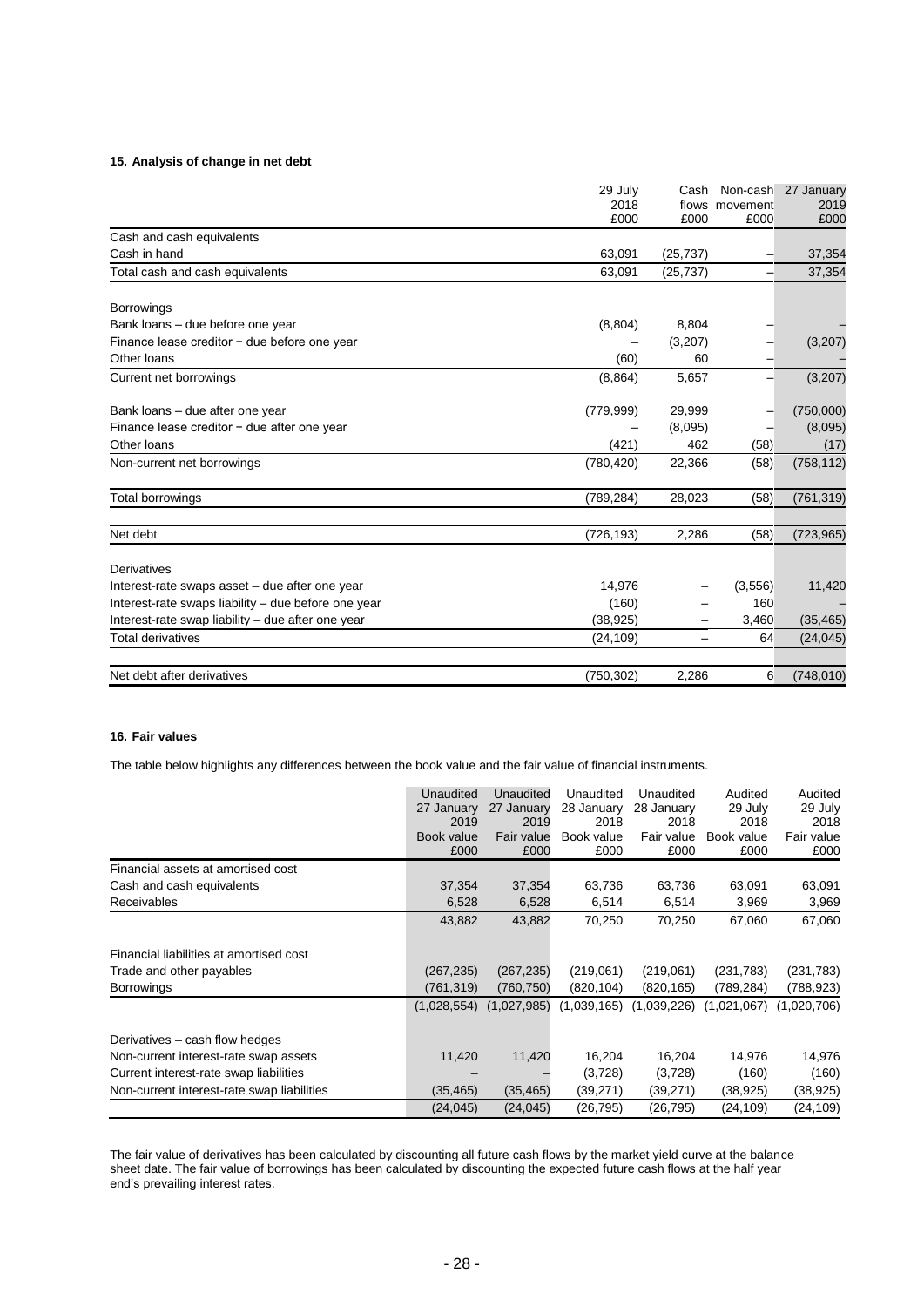#### 15. Analysis of change in net debt

| | 29 July 2018 £000 | Cash flows £000 | Non-cash movement £000 | 27 January 2019 £000 |
|---|---|---|---|---|
| Cash and cash equivalents | | | | |
| Cash in hand | 63,091 | (25,737) | – | 37,354 |
| Total cash and cash equivalents | 63,091 | (25,737) | – | 37,354 |
| | | | | |
| Borrowings | | | | |
| Bank loans – due before one year | (8,804) | 8,804 | – | – |
| Finance lease creditor − due before one year | – | (3,207) | – | (3,207) |
| Other loans | (60) | 60 | – | – |
| Current net borrowings | (8,864) | 5,657 | – | (3,207) |
| | | | | |
| Bank loans – due after one year | (779,999) | 29,999 | – | (750,000) |
| Finance lease creditor − due after one year | – | (8,095) | – | (8,095) |
| Other loans | (421) | 462 | (58) | (17) |
| Non-current net borrowings | (780,420) | 22,366 | (58) | (758,112) |
| | | | | |
| Total borrowings | (789,284) | 28,023 | (58) | (761,319) |
| | | | | |
| Net debt | (726,193) | 2,286 | (58) | (723,965) |
| | | | | |
| Derivatives | | | | |
| Interest-rate swaps asset – due after one year | 14,976 | – | (3,556) | 11,420 |
| Interest-rate swaps liability – due before one year | (160) | – | 160 | – |
| Interest-rate swap liability – due after one year | (38,925) | – | 3,460 | (35,465) |
| Total derivatives | (24,109) | – | 64 | (24,045) |
| | | | | |
| Net debt after derivatives | (750,302) | 2,286 | 6 | (748,010) |

#### 16. Fair values

The table below highlights any differences between the book value and the fair value of financial instruments.

| | Unaudited 27 January 2019 Book value £000 | Unaudited 27 January 2019 Fair value £000 | Unaudited 28 January 2018 Book value £000 | Unaudited 28 January 2018 Fair value £000 | Audited 29 July 2018 Book value £000 | Audited 29 July 2018 Fair value £000 |
|---|---|---|---|---|---|---|
| Financial assets at amortised cost | | | | | | |
| Cash and cash equivalents | 37,354 | 37,354 | 63,736 | 63,736 | 63,091 | 63,091 |
| Receivables | 6,528 | 6,528 | 6,514 | 6,514 | 3,969 | 3,969 |
| | 43,882 | 43,882 | 70,250 | 70,250 | 67,060 | 67,060 |
| | | | | | | |
| Financial liabilities at amortised cost | | | | | | |
| Trade and other payables | (267,235) | (267,235) | (219,061) | (219,061) | (231,783) | (231,783) |
| Borrowings | (761,319) | (760,750) | (820,104) | (820,165) | (789,284) | (788,923) |
| | (1,028,554) | (1,027,985) | (1,039,165) | (1,039,226) | (1,021,067) | (1,020,706) |
| | | | | | | |
| Derivatives – cash flow hedges | | | | | | |
| Non-current interest-rate swap assets | 11,420 | 11,420 | 16,204 | 16,204 | 14,976 | 14,976 |
| Current interest-rate swap liabilities | – | – | (3,728) | (3,728) | (160) | (160) |
| Non-current interest-rate swap liabilities | (35,465) | (35,465) | (39,271) | (39,271) | (38,925) | (38,925) |
| | (24,045) | (24,045) | (26,795) | (26,795) | (24,109) | (24,109) |

The fair value of derivatives has been calculated by discounting all future cash flows by the market yield curve at the balance sheet date. The fair value of borrowings has been calculated by discounting the expected future cash flows at the half year end's prevailing interest rates.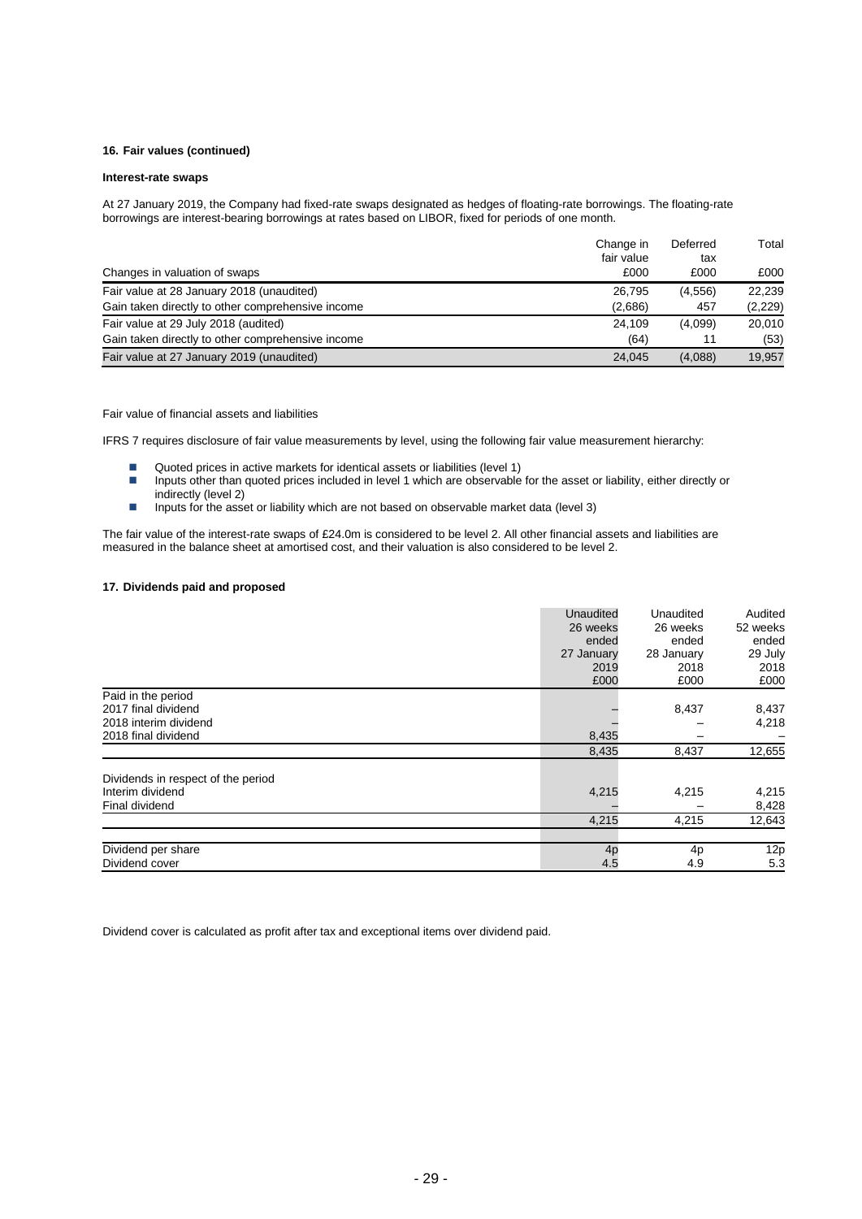### 16. Fair values (continued)

#### Interest-rate swaps

At 27 January 2019, the Company had fixed-rate swaps designated as hedges of floating-rate borrowings. The floating-rate borrowings are interest-bearing borrowings at rates based on LIBOR, fixed for periods of one month.

| Changes in valuation of swaps | Change in fair value £000 | Deferred tax £000 | Total £000 |
|---|---|---|---|
| Fair value at 28 January 2018 (unaudited) | 26,795 | (4,556) | 22,239 |
| Gain taken directly to other comprehensive income | (2,686) | 457 | (2,229) |
| Fair value at 29 July 2018 (audited) | 24,109 | (4,099) | 20,010 |
| Gain taken directly to other comprehensive income | (64) | 11 | (53) |
| Fair value at 27 January 2019 (unaudited) | 24,045 | (4,088) | 19,957 |

Fair value of financial assets and liabilities

IFRS 7 requires disclosure of fair value measurements by level, using the following fair value measurement hierarchy:

- Quoted prices in active markets for identical assets or liabilities (level 1)
- Inputs other than quoted prices included in level 1 which are observable for the asset or liability, either directly or indirectly (level 2)
- Inputs for the asset or liability which are not based on observable market data (level 3)

The fair value of the interest-rate swaps of £24.0m is considered to be level 2. All other financial assets and liabilities are measured in the balance sheet at amortised cost, and their valuation is also considered to be level 2.

### 17. Dividends paid and proposed

| | Unaudited 26 weeks ended 27 January 2019 £000 | Unaudited 26 weeks ended 28 January 2018 £000 | Audited 52 weeks ended 29 July 2018 £000 |
|---|---|---|---|
| Paid in the period | | | |
| 2017 final dividend | – | 8,437 | 8,437 |
| 2018 interim dividend | – | – | 4,218 |
| 2018 final dividend | 8,435 | – | – |
| | 8,435 | 8,437 | 12,655 |
| Dividends in respect of the period | | | |
| Interim dividend | 4,215 | 4,215 | 4,215 |
| Final dividend | – | – | 8,428 |
| | 4,215 | 4,215 | 12,643 |
| Dividend per share | 4p | 4p | 12p |
| Dividend cover | 4.5 | 4.9 | 5.3 |

Dividend cover is calculated as profit after tax and exceptional items over dividend paid.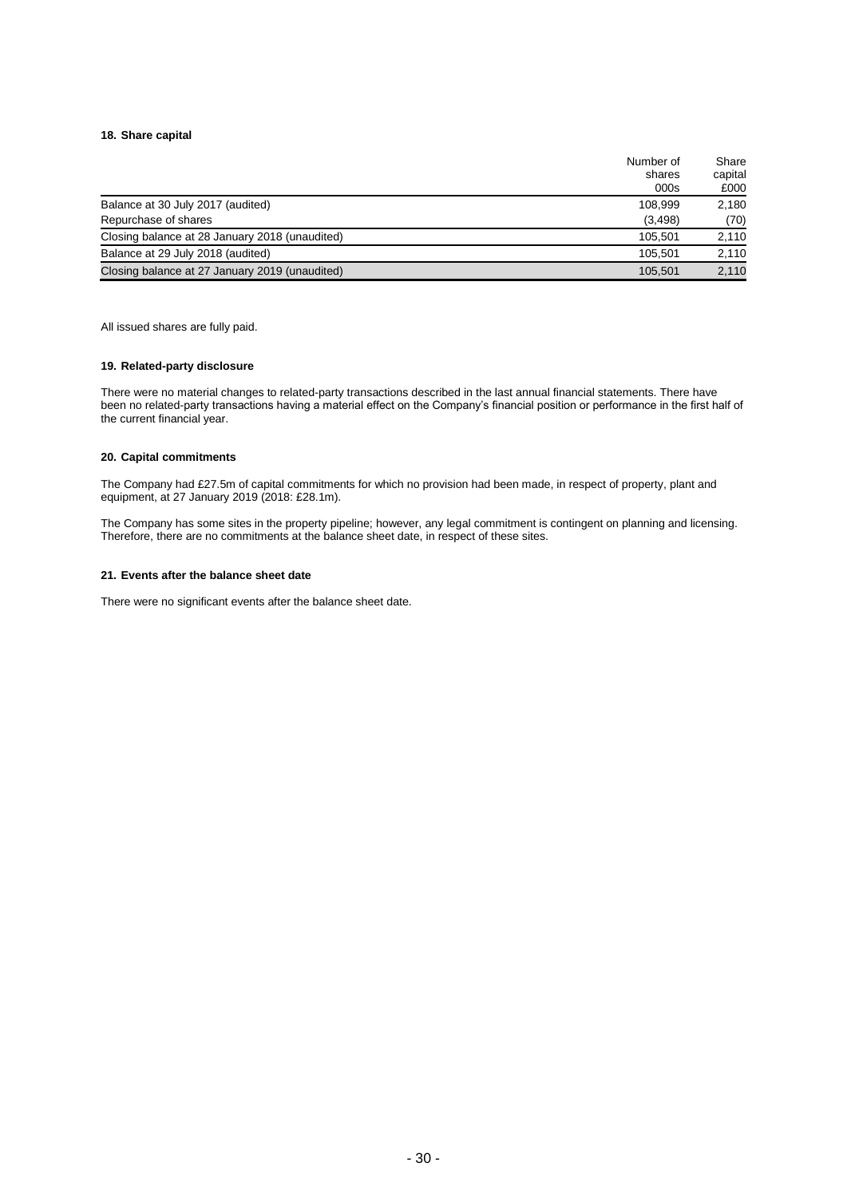### 18. Share capital

| | Number of shares 000s | Share capital £000 |
|---|---|---|
| Balance at 30 July 2017 (audited) | 108,999 | 2,180 |
| Repurchase of shares | (3,498) | (70) |
| Closing balance at 28 January 2018 (unaudited) | 105,501 | 2,110 |
| Balance at 29 July 2018 (audited) | 105,501 | 2,110 |
| Closing balance at 27 January 2019 (unaudited) | 105,501 | 2,110 |

All issued shares are fully paid.

### 19. Related-party disclosure

There were no material changes to related-party transactions described in the last annual financial statements. There have been no related-party transactions having a material effect on the Company's financial position or performance in the first half of the current financial year.

### 20. Capital commitments

The Company had £27.5m of capital commitments for which no provision had been made, in respect of property, plant and equipment, at 27 January 2019 (2018: £28.1m).

The Company has some sites in the property pipeline; however, any legal commitment is contingent on planning and licensing. Therefore, there are no commitments at the balance sheet date, in respect of these sites.

### 21. Events after the balance sheet date

There were no significant events after the balance sheet date.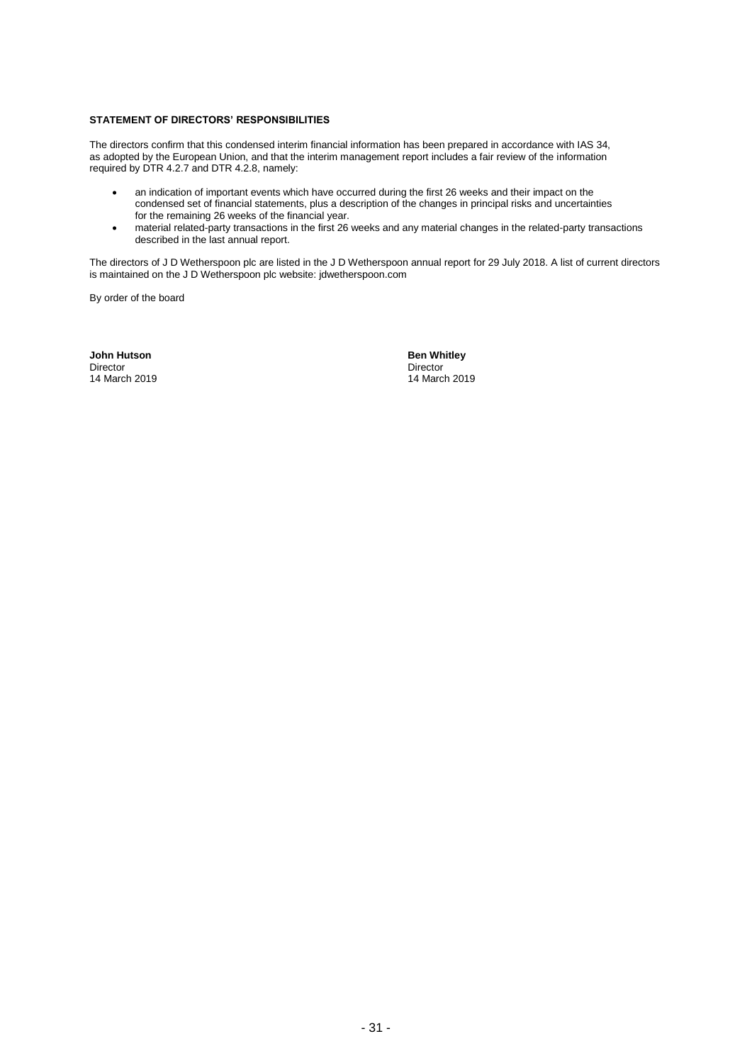**STATEMENT OF DIRECTORS' RESPONSIBILITIES**

The directors confirm that this condensed interim financial information has been prepared in accordance with IAS 34, as adopted by the European Union, and that the interim management report includes a fair review of the information required by DTR 4.2.7 and DTR 4.2.8, namely:

- an indication of important events which have occurred during the first 26 weeks and their impact on the condensed set of financial statements, plus a description of the changes in principal risks and uncertainties for the remaining 26 weeks of the financial year.
- material related-party transactions in the first 26 weeks and any material changes in the related-party transactions described in the last annual report.

The directors of J D Wetherspoon plc are listed in the J D Wetherspoon annual report for 29 July 2018. A list of current directors is maintained on the J D Wetherspoon plc website: jdwetherspoon.com

By order of the board

**John Hutson**
Director
14 March 2019

**Ben Whitley**
Director
14 March 2019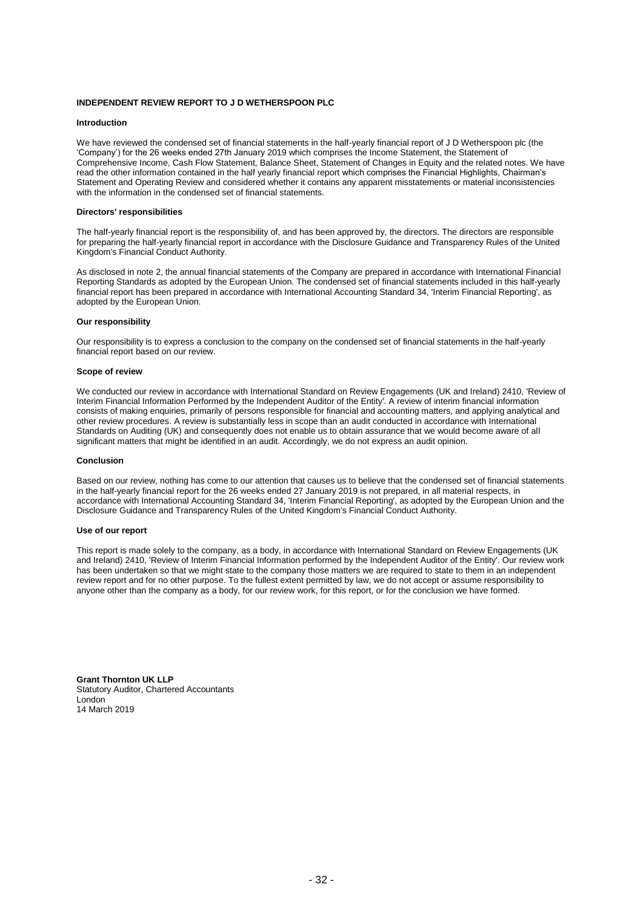## INDEPENDENT REVIEW REPORT TO J D WETHERSPOON PLC

### Introduction

We have reviewed the condensed set of financial statements in the half-yearly financial report of J D Wetherspoon plc (the 'Company') for the 26 weeks ended 27th January 2019 which comprises the Income Statement, the Statement of Comprehensive Income, Cash Flow Statement, Balance Sheet, Statement of Changes in Equity and the related notes. We have read the other information contained in the half yearly financial report which comprises the Financial Highlights, Chairman's Statement and Operating Review and considered whether it contains any apparent misstatements or material inconsistencies with the information in the condensed set of financial statements.

### Directors' responsibilities

The half-yearly financial report is the responsibility of, and has been approved by, the directors. The directors are responsible for preparing the half-yearly financial report in accordance with the Disclosure Guidance and Transparency Rules of the United Kingdom's Financial Conduct Authority.

As disclosed in note 2, the annual financial statements of the Company are prepared in accordance with International Financial Reporting Standards as adopted by the European Union. The condensed set of financial statements included in this half-yearly financial report has been prepared in accordance with International Accounting Standard 34, 'Interim Financial Reporting', as adopted by the European Union.

### Our responsibility

Our responsibility is to express a conclusion to the company on the condensed set of financial statements in the half-yearly financial report based on our review.

### Scope of review

We conducted our review in accordance with International Standard on Review Engagements (UK and Ireland) 2410, 'Review of Interim Financial Information Performed by the Independent Auditor of the Entity'. A review of interim financial information consists of making enquiries, primarily of persons responsible for financial and accounting matters, and applying analytical and other review procedures. A review is substantially less in scope than an audit conducted in accordance with International Standards on Auditing (UK) and consequently does not enable us to obtain assurance that we would become aware of all significant matters that might be identified in an audit. Accordingly, we do not express an audit opinion.

### Conclusion

Based on our review, nothing has come to our attention that causes us to believe that the condensed set of financial statements in the half-yearly financial report for the 26 weeks ended 27 January 2019 is not prepared, in all material respects, in accordance with International Accounting Standard 34, 'Interim Financial Reporting', as adopted by the European Union and the Disclosure Guidance and Transparency Rules of the United Kingdom's Financial Conduct Authority.

### Use of our report

This report is made solely to the company, as a body, in accordance with International Standard on Review Engagements (UK and Ireland) 2410, 'Review of Interim Financial Information performed by the Independent Auditor of the Entity'. Our review work has been undertaken so that we might state to the company those matters we are required to state to them in an independent review report and for no other purpose. To the fullest extent permitted by law, we do not accept or assume responsibility to anyone other than the company as a body, for our review work, for this report, or for the conclusion we have formed.

**Grant Thornton UK LLP**
Statutory Auditor, Chartered Accountants
London
14 March 2019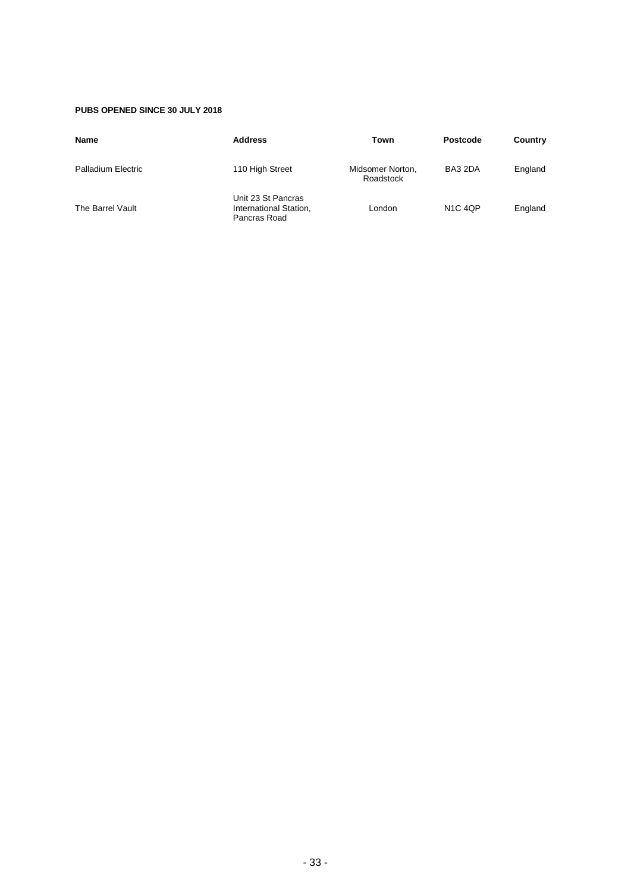**PUBS OPENED SINCE 30 JULY 2018**

| Name | Address | Town | Postcode | Country |
|---|---|---|---|---|
| Palladium Electric | 110 High Street | Midsomer Norton, Roadstock | BA3 2DA | England |
| The Barrel Vault | Unit 23 St Pancras International Station, Pancras Road | London | N1C 4QP | England |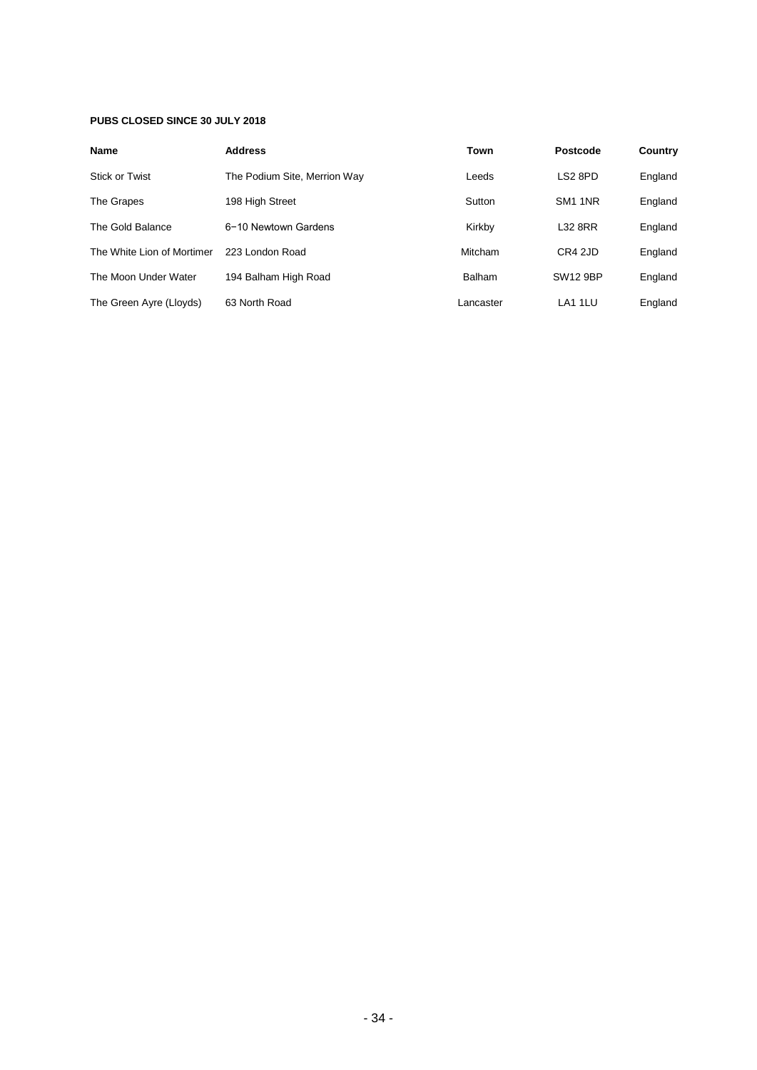**PUBS CLOSED SINCE 30 JULY 2018**

| Name | Address | Town | Postcode | Country |
|---|---|---|---|---|
| Stick or Twist | The Podium Site, Merrion Way | Leeds | LS2 8PD | England |
| The Grapes | 198 High Street | Sutton | SM1 1NR | England |
| The Gold Balance | 6−10 Newtown Gardens | Kirkby | L32 8RR | England |
| The White Lion of Mortimer | 223 London Road | Mitcham | CR4 2JD | England |
| The Moon Under Water | 194 Balham High Road | Balham | SW12 9BP | England |
| The Green Ayre (Lloyds) | 63 North Road | Lancaster | LA1 1LU | England |